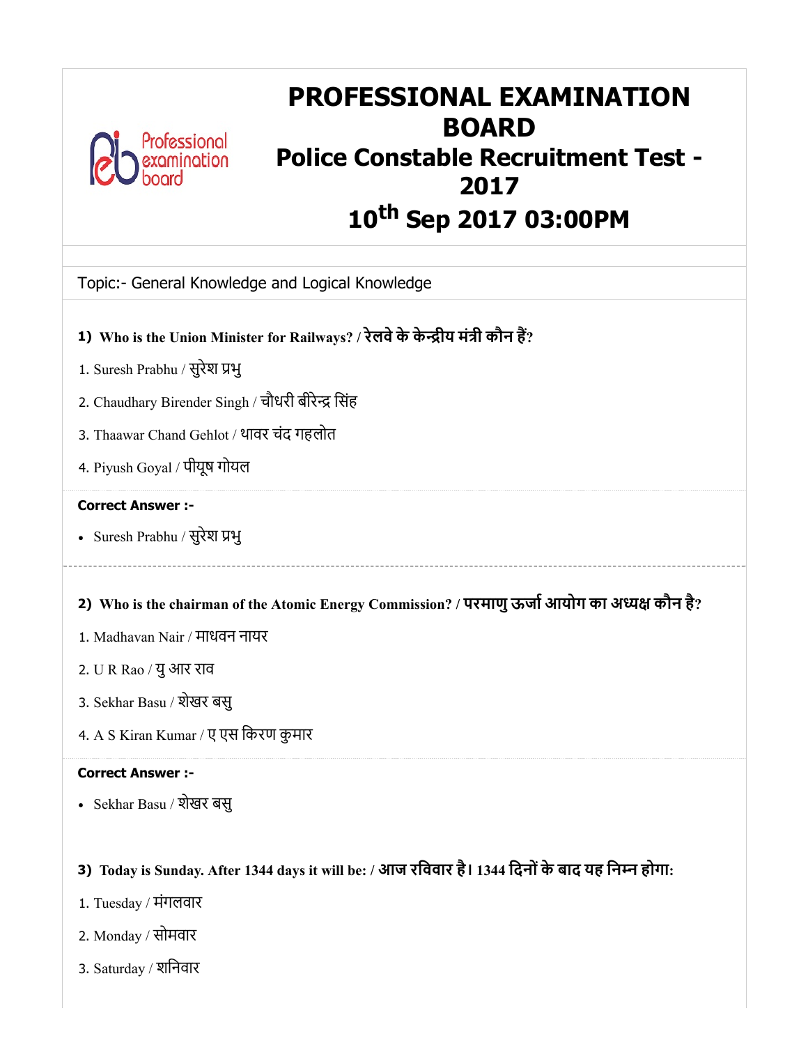# PROFESSIONAL EXAMINATION BOARD

## Police Constable Recruitment Test - 2017

## 10th Sep 2017 03:00PM

Topic:- General Knowledge and Logical Knowledge

**1) Who is the Union Minister for Railways? / रेलवे के केन्द्रीय मंत्री कौन हैं?**

1. Suresh Prabhu / सुरेश प्रभु
2. Chaudhary Birender Singh / चौधरी बीरेन्द्र सिंह
3. Thaawar Chand Gehlot / थावर चंद गहलोत
4. Piyush Goyal / पीयूष गोयल

**Correct Answer :-**

- Suresh Prabhu / सुरेश प्रभु

---

**2) Who is the chairman of the Atomic Energy Commission? / परमाणु ऊर्जा आयोग का अध्यक्ष कौन है?**

1. Madhavan Nair / माधवन नायर
2. U R Rao / यु आर राव
3. Sekhar Basu / शेखर बसु
4. A S Kiran Kumar / ए एस किरण कुमार

**Correct Answer :-**

- Sekhar Basu / शेखर बसु

**3) Today is Sunday. After 1344 days it will be: / आज रविवार है। 1344 दिनों के बाद यह निम्न होगा:**

1. Tuesday / मंगलवार
2. Monday / सोमवार
3. Saturday / शनिवार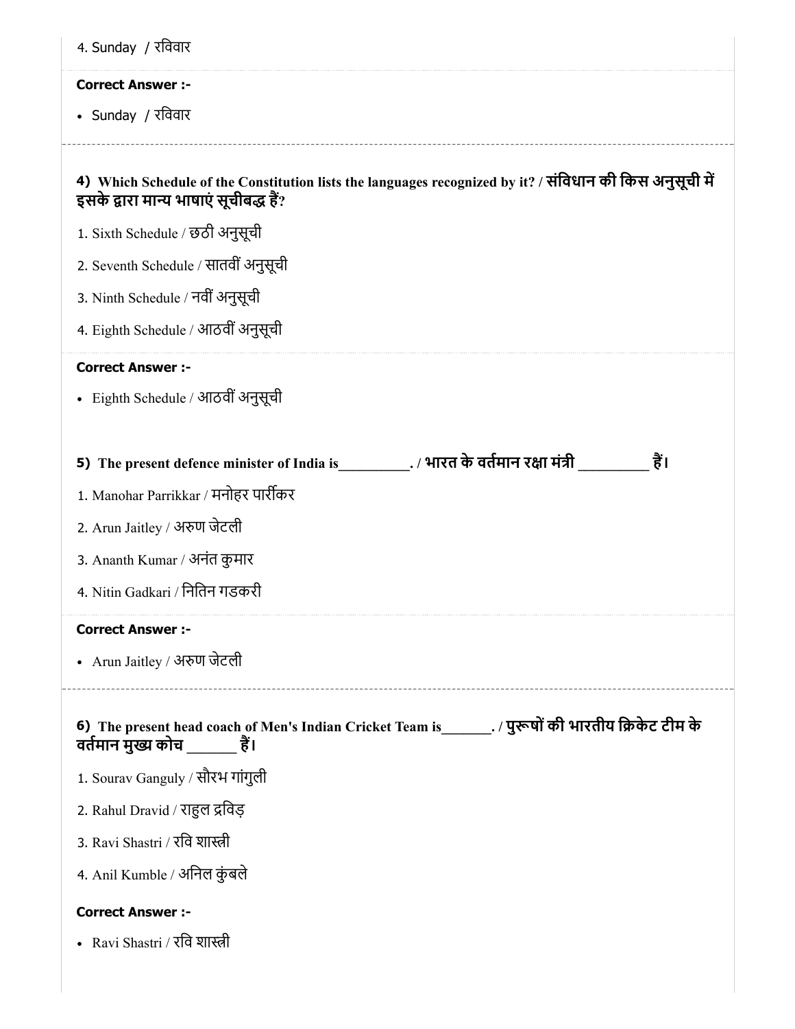4. Sunday / रविवार

**Correct Answer :-**

- Sunday / रविवार

---

**4) Which Schedule of the Constitution lists the languages recognized by it? / संविधान की किस अनुसूची में इसके द्वारा मान्य भाषाएं सूचीबद्ध हैं?**

1. Sixth Schedule / छठी अनुसूची
2. Seventh Schedule / सातवीं अनुसूची
3. Ninth Schedule / नवीं अनुसूची
4. Eighth Schedule / आठवीं अनुसूची

**Correct Answer :-**

- Eighth Schedule / आठवीं अनुसूची

**5) The present defence minister of India is_________. / भारत के वर्तमान रक्षा मंत्री _________ हैं।**

1. Manohar Parrikkar / मनोहर पार्रीकर
2. Arun Jaitley / अरुण जेटली
3. Ananth Kumar / अनंत कुमार
4. Nitin Gadkari / नितिन गडकरी

**Correct Answer :-**

- Arun Jaitley / अरुण जेटली

---

**6) The present head coach of Men's Indian Cricket Team is_______. / पुरूषों की भारतीय क्रिकेट टीम के वर्तमान मुख्य कोच ______ हैं।**

1. Sourav Ganguly / सौरभ गांगुली
2. Rahul Dravid / राहुल द्रविड़
3. Ravi Shastri / रवि शास्त्री
4. Anil Kumble / अनिल कुंबले

**Correct Answer :-**

- Ravi Shastri / रवि शास्त्री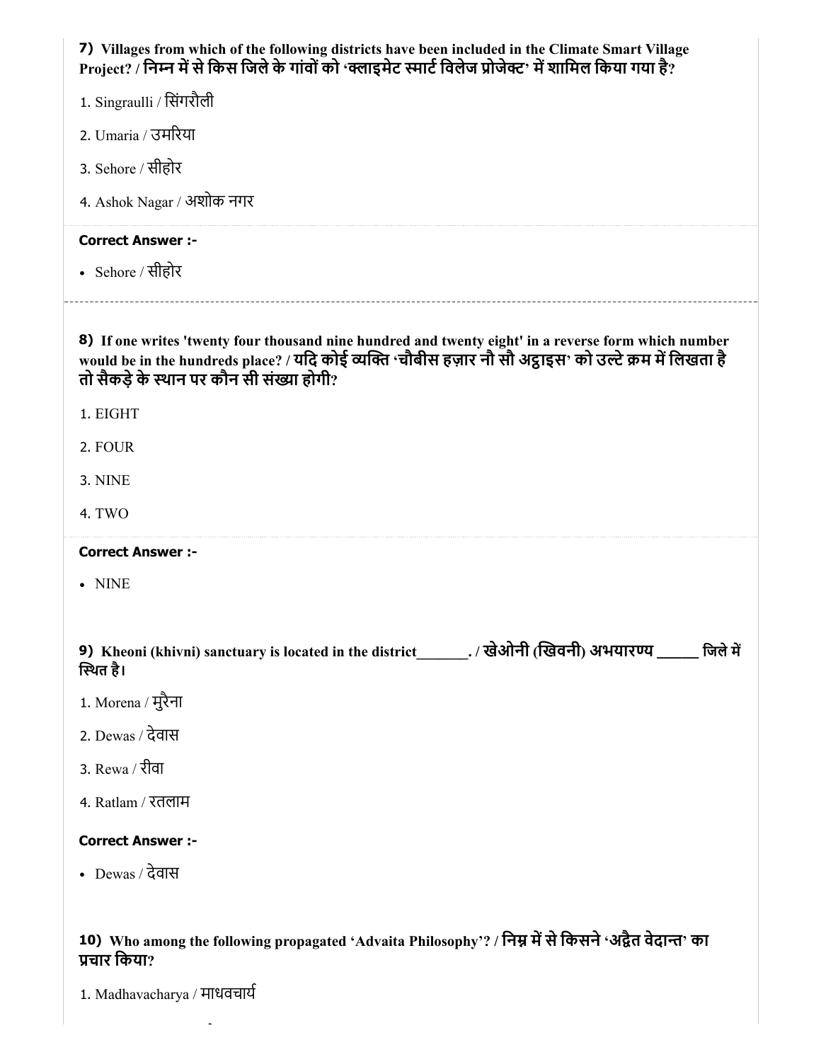**7)** **Villages from which of the following districts have been included in the Climate Smart Village Project? / निम्न में से किस जिले के गांवों को 'क्लाइमेट स्मार्ट विलेज प्रोजेक्ट' में शामिल किया गया है?**

1. Singraulli / सिंगरौली
2. Umaria / उमरिया
3. Sehore / सीहोर
4. Ashok Nagar / अशोक नगर

**Correct Answer :-**

- Sehore / सीहोर

---

**8)** **If one writes 'twenty four thousand nine hundred and twenty eight' in a reverse form which number would be in the hundreds place? / यदि कोई व्यक्ति 'चौबीस हज़ार नौ सौ अट्ठाइस' को उल्टे क्रम में लिखता है तो सैकड़े के स्थान पर कौन सी संख्या होगी?**

1. EIGHT
2. FOUR
3. NINE
4. TWO

**Correct Answer :-**

- NINE

**9)** **Kheoni (khivni) sanctuary is located in the district_______. / खेओनी (खिवनी) अभयारण्य _____ जिले में स्थित है।**

1. Morena / मुरैना
2. Dewas / देवास
3. Rewa / रीवा
4. Ratlam / रतलाम

**Correct Answer :-**

- Dewas / देवास

**10)** **Who among the following propagated 'Advaita Philosophy'? / निम्न में से किसने 'अद्वैत वेदान्त' का प्रचार किया?**

1. Madhavacharya / माधवचार्य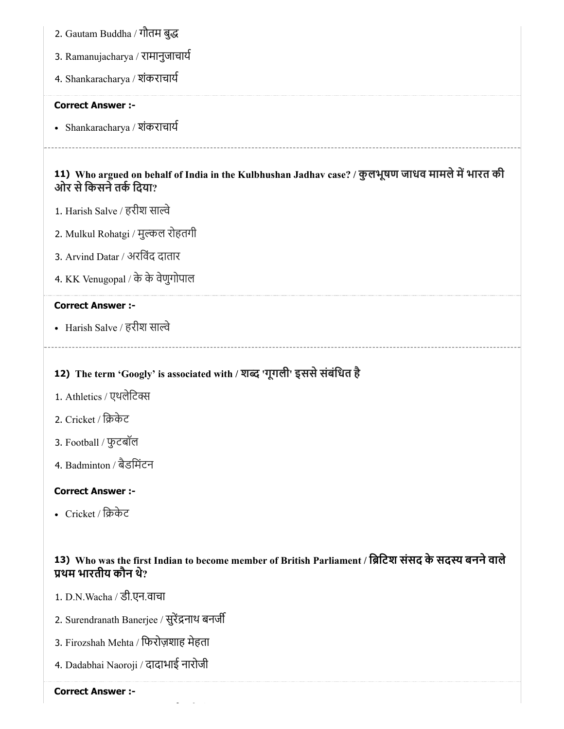2. Gautam Buddha / गौतम बुद्ध

3. Ramanujacharya / रामानुजाचार्य

4. Shankaracharya / शंकराचार्य

**Correct Answer :-**

- Shankaracharya / शंकराचार्य

---

### 11) Who argued on behalf of India in the Kulbhushan Jadhav case? / कुलभूषण जाधव मामले में भारत की ओर से किसने तर्क दिया?

1. Harish Salve / हरीश साल्वे

2. Mulkul Rohatgi / मुल्कल रोहतगी

3. Arvind Datar / अरविंद दातार

4. KK Venugopal / के के वेणुगोपाल

**Correct Answer :-**

- Harish Salve / हरीश साल्वे

---

### 12) The term 'Googly' is associated with / शब्द 'गूगली' इससे संबंधित है

1. Athletics / एथलेटिक्स

2. Cricket / क्रिकेट

3. Football / फुटबॉल

4. Badminton / बैडमिंटन

**Correct Answer :-**

- Cricket / क्रिकेट

### 13) Who was the first Indian to become member of British Parliament / ब्रिटिश संसद के सदस्य बनने वाले प्रथम भारतीय कौन थे?

1. D.N.Wacha / डी.एन.वाचा

2. Surendranath Banerjee / सुरेंद्रनाथ बनर्जी

3. Firozshah Mehta / फिरोज़शाह मेहता

4. Dadabhai Naoroji / दादाभाई नारोजी

**Correct Answer :-**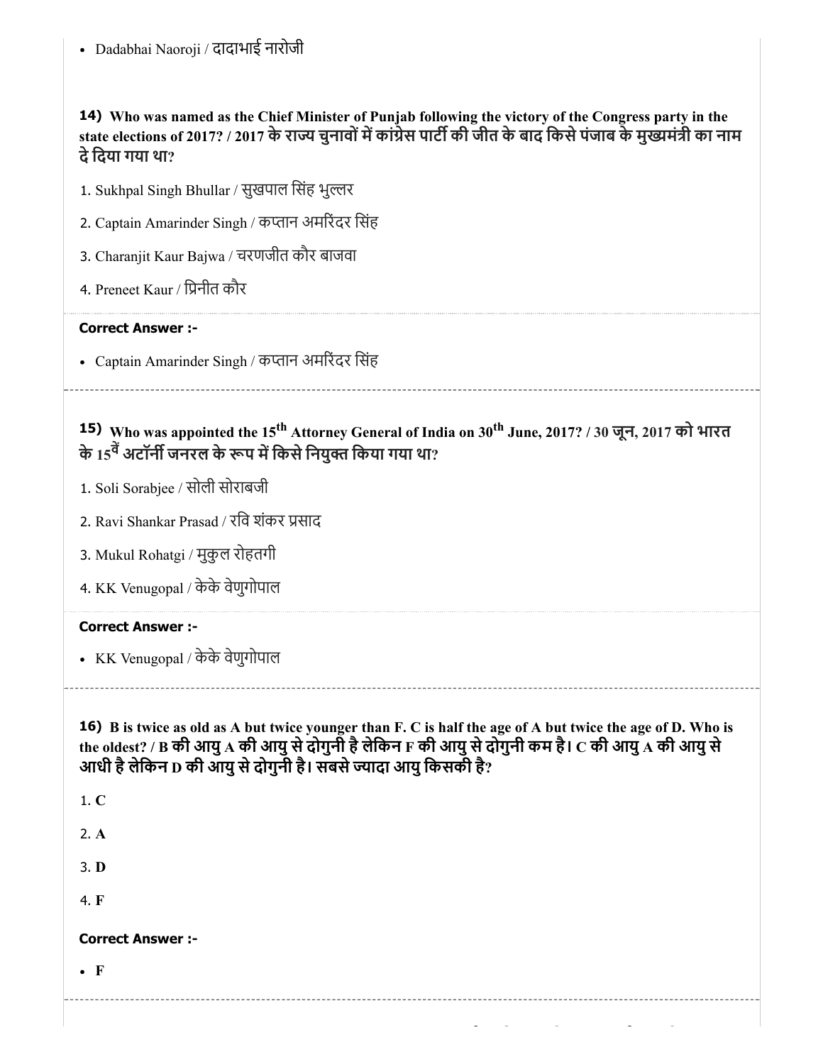- Dadabhai Naoroji / दादाभाई नारोजी

**14)** **Who was named as the Chief Minister of Punjab following the victory of the Congress party in the state elections of 2017? / 2017 के राज्य चुनावों में कांग्रेस पार्टी की जीत के बाद किसे पंजाब के मुख्यमंत्री का नाम दे दिया गया था?**

1. Sukhpal Singh Bhullar / सुखपाल सिंह भुल्लर
2. Captain Amarinder Singh / कप्तान अमरिंदर सिंह
3. Charanjit Kaur Bajwa / चरणजीत कौर बाजवा
4. Preneet Kaur / प्रिनीत कौर

**Correct Answer :-**

- Captain Amarinder Singh / कप्तान अमरिंदर सिंह

---

**15)** **Who was appointed the 15th Attorney General of India on 30th June, 2017? / 30 जून, 2017 को भारत के 15वें अटॉर्नी जनरल के रूप में किसे नियुक्त किया गया था?**

1. Soli Sorabjee / सोली सोराबजी
2. Ravi Shankar Prasad / रवि शंकर प्रसाद
3. Mukul Rohatgi / मुकुल रोहतगी
4. KK Venugopal / केके वेणुगोपाल

**Correct Answer :-**

- KK Venugopal / केके वेणुगोपाल

---

**16)** **B is twice as old as A but twice younger than F. C is half the age of A but twice the age of D. Who is the oldest? / B की आयु A की आयु से दोगुनी है लेकिन F की आयु से दोगुनी कम है। C की आयु A की आयु से आधी है लेकिन D की आयु से दोगुनी है। सबसे ज्यादा आयु किसकी है?**

1. **C**
2. **A**
3. **D**
4. **F**

**Correct Answer :-**

- **F**

---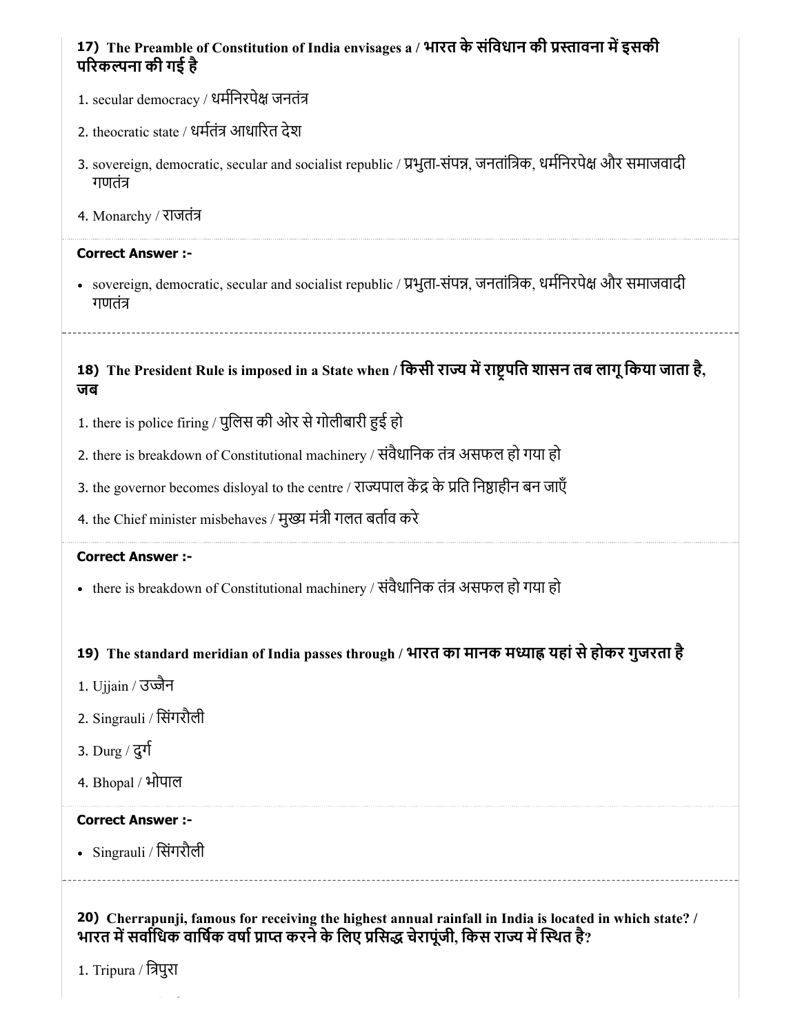**17) The Preamble of Constitution of India envisages a / भारत के संविधान की प्रस्तावना में इसकी परिकल्पना की गई है**

1. secular democracy / धर्मनिरपेक्ष जनतंत्र
2. theocratic state / धर्मतंत्र आधारित देश
3. sovereign, democratic, secular and socialist republic / प्रभुता-संपन्न, जनतांत्रिक, धर्मनिरपेक्ष और समाजवादी गणतंत्र
4. Monarchy / राजतंत्र

**Correct Answer :-**

- sovereign, democratic, secular and socialist republic / प्रभुता-संपन्न, जनतांत्रिक, धर्मनिरपेक्ष और समाजवादी गणतंत्र

---

**18) The President Rule is imposed in a State when / किसी राज्य में राष्ट्रपति शासन तब लागू किया जाता है, जब**

1. there is police firing / पुलिस की ओर से गोलीबारी हुई हो
2. there is breakdown of Constitutional machinery / संवैधानिक तंत्र असफल हो गया हो
3. the governor becomes disloyal to the centre / राज्यपाल केंद्र के प्रति निष्ठाहीन बन जाएँ
4. the Chief minister misbehaves / मुख्य मंत्री गलत बर्ताव करे

**Correct Answer :-**

- there is breakdown of Constitutional machinery / संवैधानिक तंत्र असफल हो गया हो

---

**19) The standard meridian of India passes through / भारत का मानक मध्याह्न यहां से होकर गुजरता है**

1. Ujjain / उज्जैन
2. Singrauli / सिंगरौली
3. Durg / दुर्ग
4. Bhopal / भोपाल

**Correct Answer :-**

- Singrauli / सिंगरौली

---

**20) Cherrapunji, famous for receiving the highest annual rainfall in India is located in which state? / भारत में सर्वाधिक वार्षिक वर्षा प्राप्त करने के लिए प्रसिद्ध चेरापूंजी, किस राज्य में स्थित है?**

1. Tripura / त्रिपुरा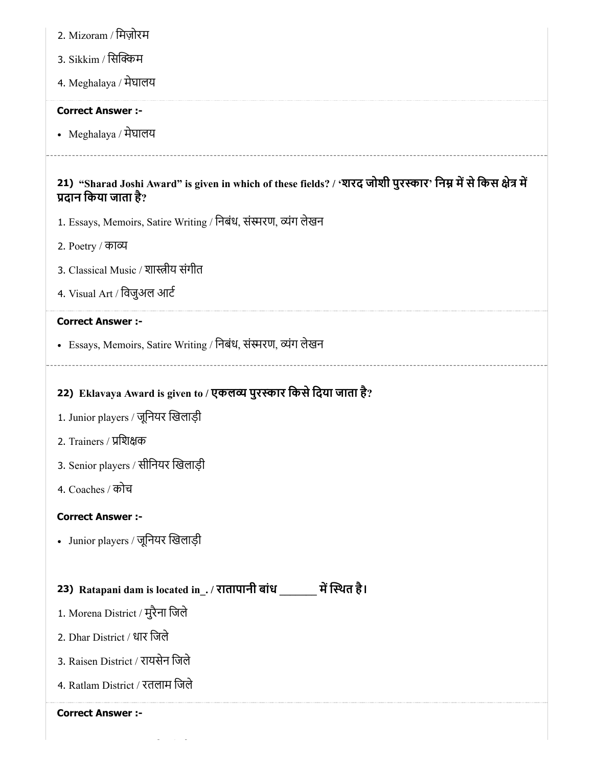2. Mizoram / मिज़ोरम

3. Sikkim / सिक्किम

4. Meghalaya / मेघालय

**Correct Answer :-**

- Meghalaya / मेघालय

**21) "Sharad Joshi Award" is given in which of these fields? / 'शरद जोशी पुरस्कार' निम्न में से किस क्षेत्र में प्रदान किया जाता है?**

1. Essays, Memoirs, Satire Writing / निबंध, संस्मरण, व्यंग लेखन

2. Poetry / काव्य

3. Classical Music / शास्त्रीय संगीत

4. Visual Art / विजुअल आर्ट

**Correct Answer :-**

- Essays, Memoirs, Satire Writing / निबंध, संस्मरण, व्यंग लेखन

**22) Eklavaya Award is given to / एकलव्य पुरस्कार किसे दिया जाता है?**

1. Junior players / जूनियर खिलाड़ी

2. Trainers / प्रशिक्षक

3. Senior players / सीनियर खिलाड़ी

4. Coaches / कोच

**Correct Answer :-**

- Junior players / जूनियर खिलाड़ी

**23) Ratapani dam is located in_. / रातापानी बांध _______ में स्थित है।**

1. Morena District / मुरैना जिले

2. Dhar District / धार जिले

3. Raisen District / रायसेन जिले

4. Ratlam District / रतलाम जिले

**Correct Answer :-**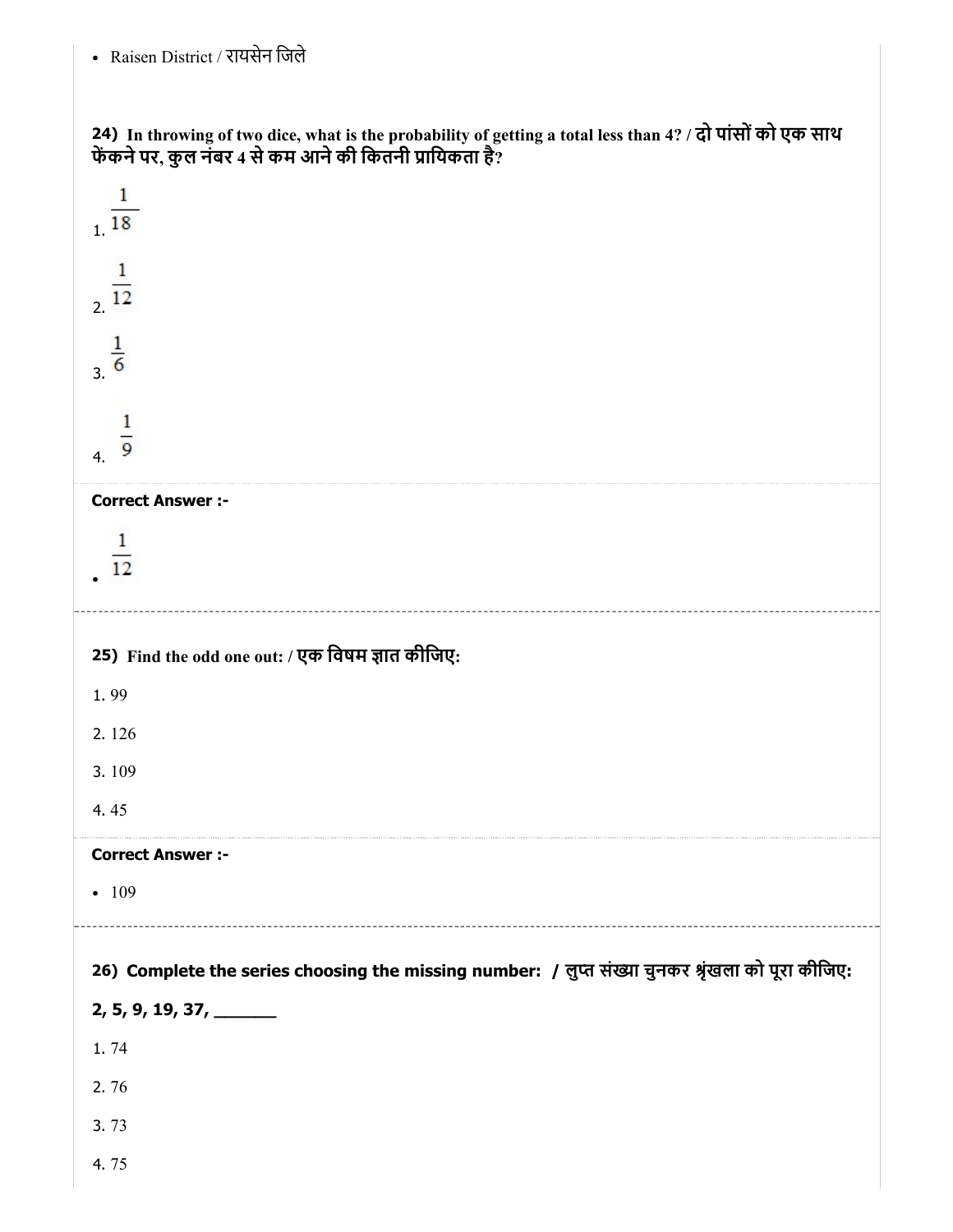- Raisen District / रायसेन जिले

**24) In throwing of two dice, what is the probability of getting a total less than 4? / दो पांसों को एक साथ फेंकने पर, कुल नंबर 4 से कम आने की कितनी प्रायिकता है?**

1. $\frac{1}{18}$
2. $\frac{1}{12}$
3. $\frac{1}{6}$
4. $\frac{1}{9}$

**Correct Answer :-**

- $\frac{1}{12}$

---

**25) Find the odd one out: / एक विषम ज्ञात कीजिए:**

1. 99
2. 126
3. 109
4. 45

**Correct Answer :-**

- 109

---

**26) Complete the series choosing the missing number: / लुप्त संख्या चुनकर श्रृंखला को पूरा कीजिए:**

**2, 5, 9, 19, 37, _______**

1. 74
2. 76
3. 73
4. 75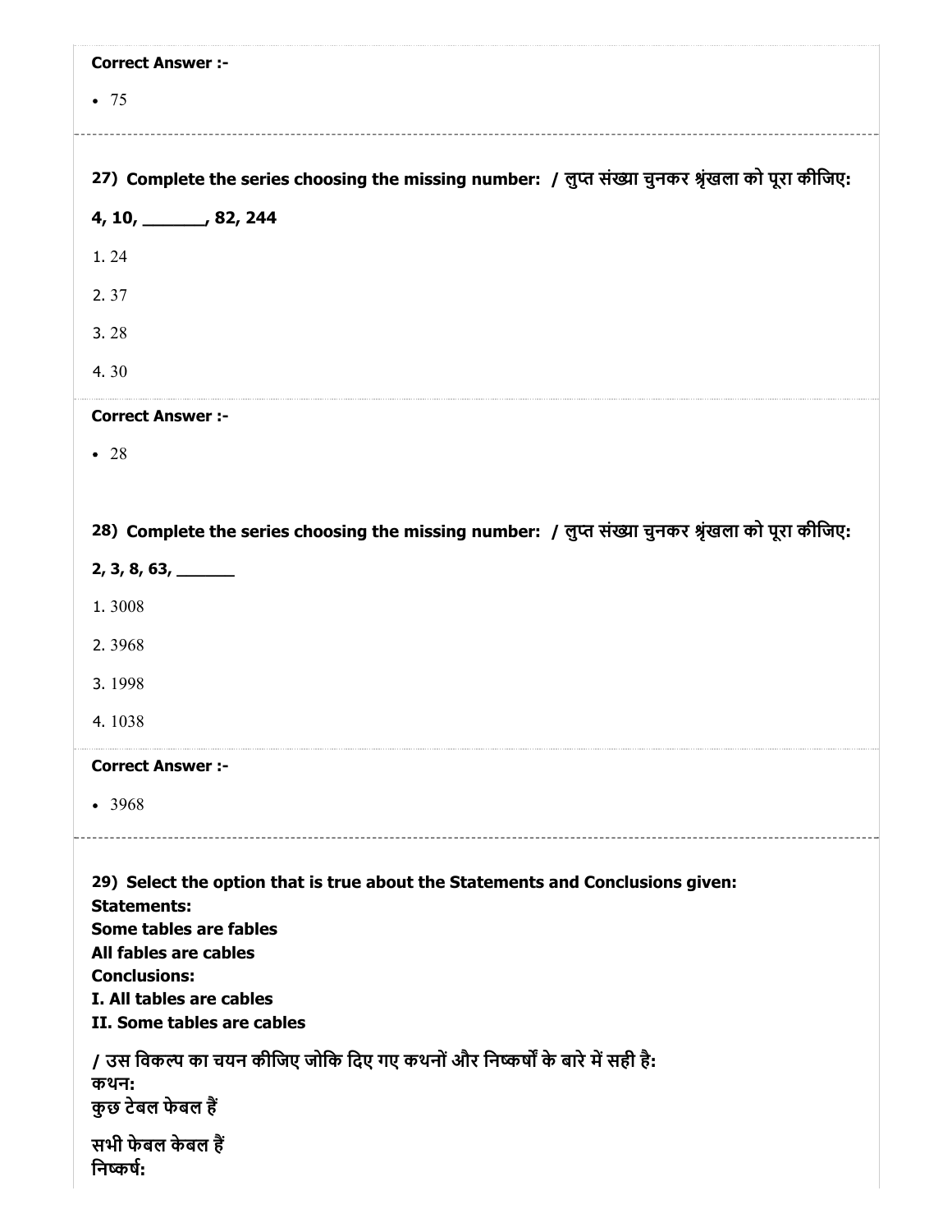**Correct Answer :-**

- 75

**27) Complete the series choosing the missing number: / लुप्त संख्या चुनकर श्रृंखला को पूरा कीजिए:**

**4, 10, _______, 82, 244**

1. 24
2. 37
3. 28
4. 30

**Correct Answer :-**

- 28

**28) Complete the series choosing the missing number: / लुप्त संख्या चुनकर श्रृंखला को पूरा कीजिए:**

**2, 3, 8, 63, _______**

1. 3008
2. 3968
3. 1998
4. 1038

**Correct Answer :-**

- 3968

**29) Select the option that is true about the Statements and Conclusions given:**
**Statements:**
**Some tables are fables**
**All fables are cables**
**Conclusions:**
**I. All tables are cables**
**II. Some tables are cables**

**/ उस विकल्प का चयन कीजिए जोकि दिए गए कथनों और निष्कर्षों के बारे में सही है:**
**कथन:**
**कुछ टेबल फेबल हैं**

**सभी फेबल केबल हैं**
**निष्कर्ष:**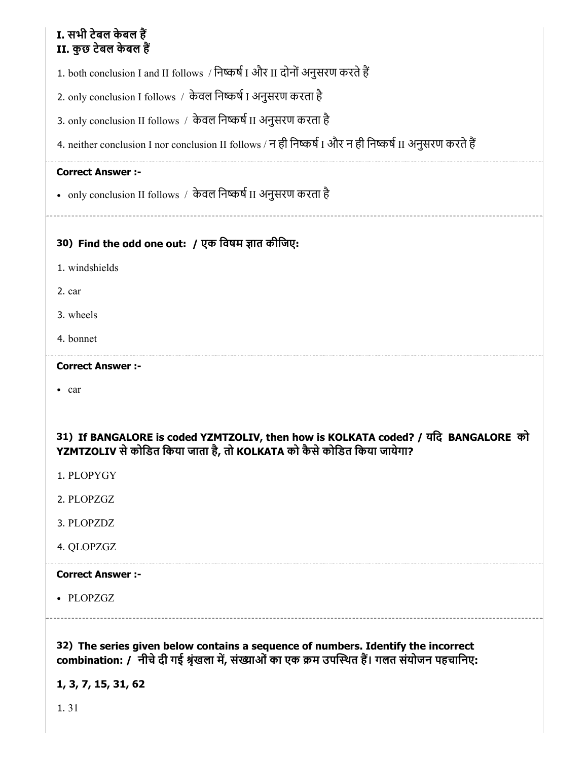**I. सभी टेबल केबल हैं**
**II. कुछ टेबल केबल हैं**

1. both conclusion I and II follows / निष्कर्ष I और II दोनों अनुसरण करते हैं
2. only conclusion I follows / केवल निष्कर्ष I अनुसरण करता है
3. only conclusion II follows / केवल निष्कर्ष II अनुसरण करता है
4. neither conclusion I nor conclusion II follows / न ही निष्कर्ष I और न ही निष्कर्ष II अनुसरण करते हैं

**Correct Answer :-**

- only conclusion II follows / केवल निष्कर्ष II अनुसरण करता है

---

### 30) Find the odd one out: / एक विषम ज्ञात कीजिए:

1. windshields
2. car
3. wheels
4. bonnet

**Correct Answer :-**

- car

---

### 31) If BANGALORE is coded YZMTZOLIV, then how is KOLKATA coded? / यदि BANGALORE को YZMTZOLIV से कोडित किया जाता है, तो KOLKATA को कैसे कोडित किया जायेगा?

1. PLOPYGY
2. PLOPZGZ
3. PLOPZDZ
4. QLOPZGZ

**Correct Answer :-**

- PLOPZGZ

---

### 32) The series given below contains a sequence of numbers. Identify the incorrect combination: / नीचे दी गई श्रृंखला में, संख्याओं का एक क्रम उपस्थित हैं। गलत संयोजन पहचानिए:

**1, 3, 7, 15, 31, 62**

1. 31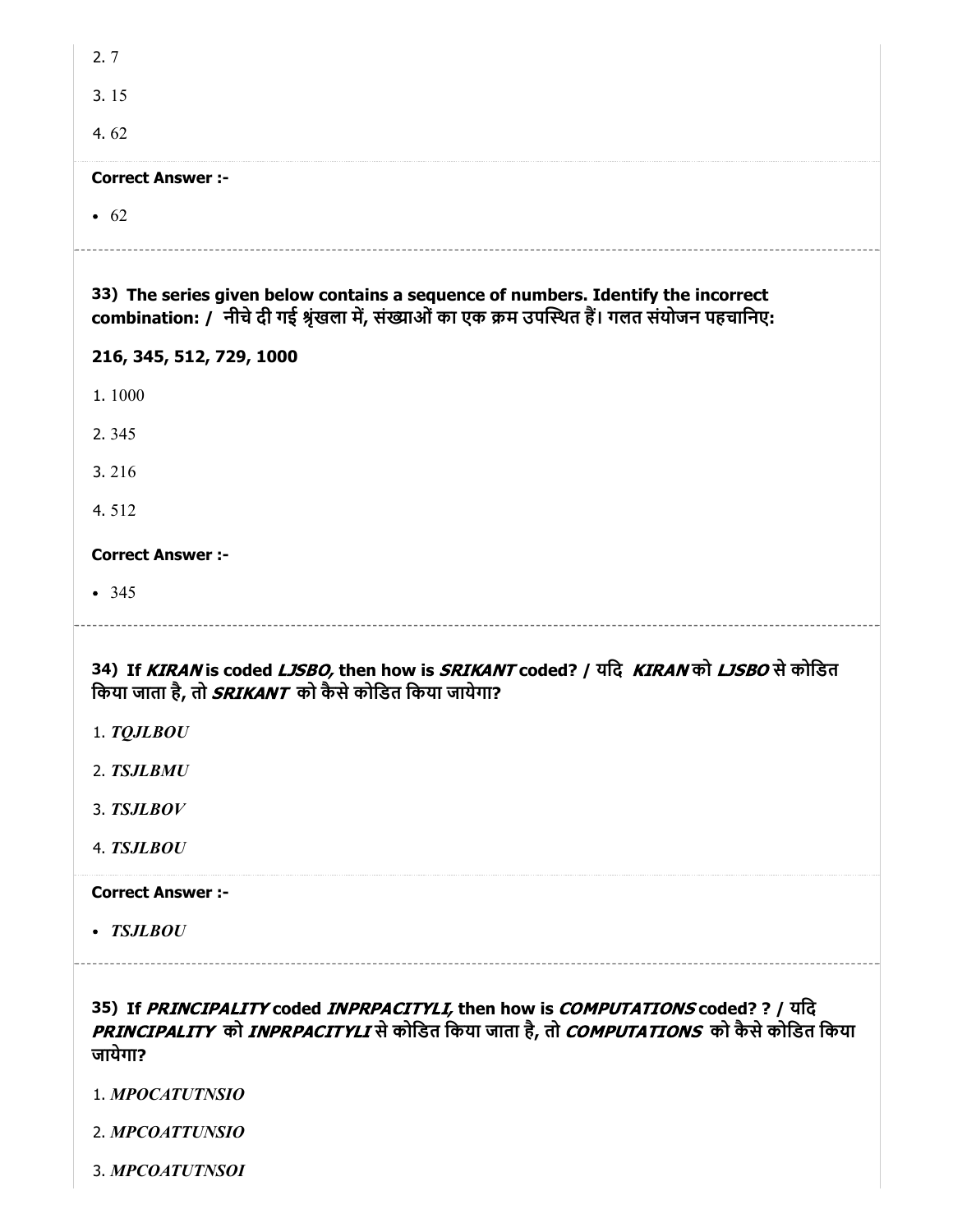2. 7

3. 15

4. 62

**Correct Answer :-**

- 62

---

**33) The series given below contains a sequence of numbers. Identify the incorrect combination: / नीचे दी गई श्रृंखला में, संख्याओं का एक क्रम उपस्थित हैं। गलत संयोजन पहचानिए:**

**216, 345, 512, 729, 1000**

1. 1000

2. 345

3. 216

4. 512

**Correct Answer :-**

- 345

---

**34) If *KIRAN* is coded *LJSBO,* then how is *SRIKANT* coded? / यदि *KIRAN* को *LJSBO* से कोडित किया जाता है, तो *SRIKANT* को कैसे कोडित किया जायेगा?**

1. ***TQJLBOU***

2. ***TSJLBMU***

3. ***TSJLBOV***

4. ***TSJLBOU***

**Correct Answer :-**

- ***TSJLBOU***

---

**35) If *PRINCIPALITY* coded *INPRPACITYLI,* then how is *COMPUTATIONS* coded? ? / यदि *PRINCIPALITY* को *INPRPACITYLI* से कोडित किया जाता है, तो *COMPUTATIONS* को कैसे कोडित किया जायेगा?**

1. ***MPOCATUTNSIO***

2. ***MPCOATTUNSIO***

3. ***MPCOATUTNSOI***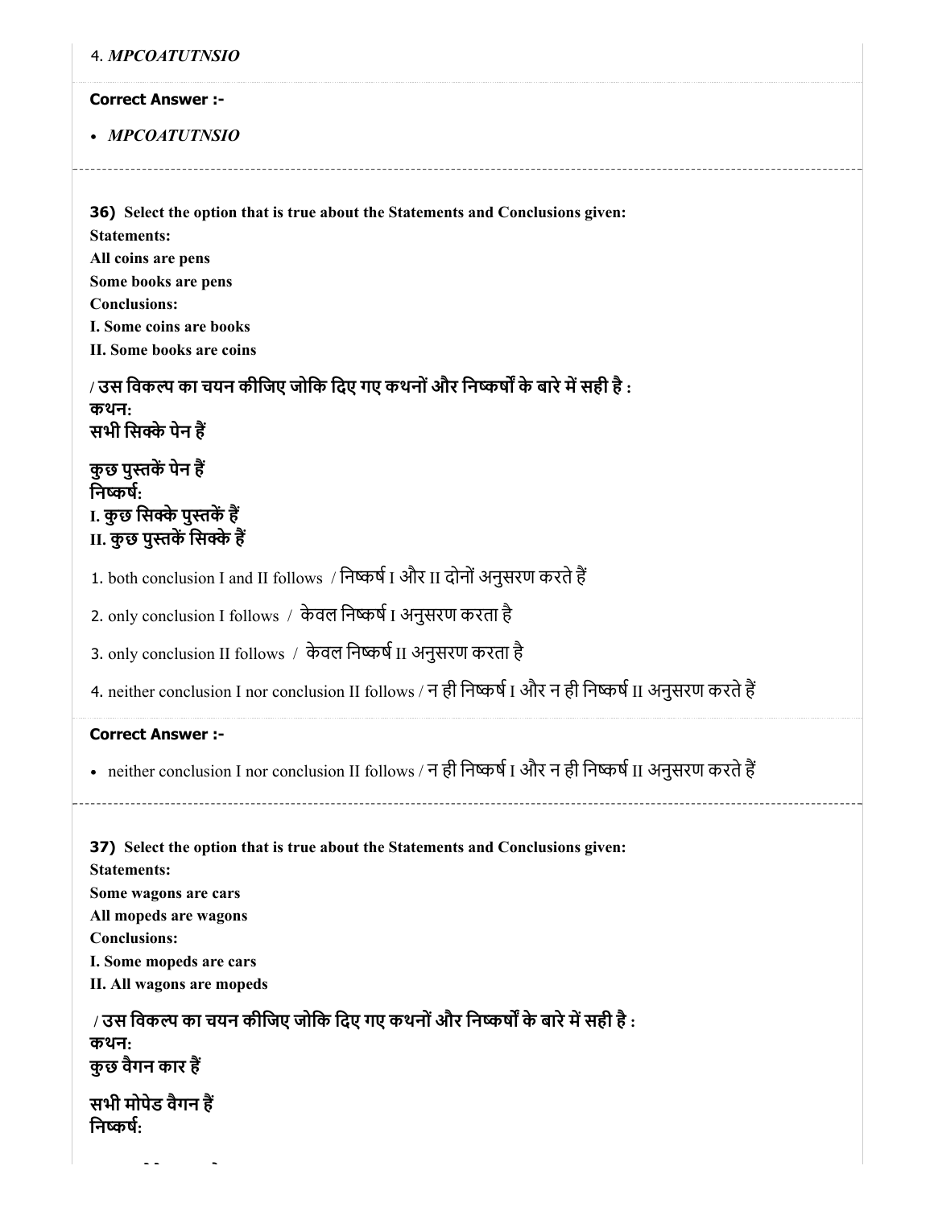4. *MPCOATUTNSIO*

**Correct Answer :-**

- *MPCOATUTNSIO*

---

**36)** **Select the option that is true about the Statements and Conclusions given:**
**Statements:**
**All coins are pens**
**Some books are pens**
**Conclusions:**
**I. Some coins are books**
**II. Some books are coins**

**/ उस विकल्प का चयन कीजिए जोकि दिए गए कथनों और निष्कर्षों के बारे में सही है :**
**कथन:**
**सभी सिक्के पेन हैं**

**कुछ पुस्तकें पेन हैं**
**निष्कर्ष:**
**I. कुछ सिक्के पुस्तकें हैं**
**II. कुछ पुस्तकें सिक्के हैं**

1. both conclusion I and II follows / निष्कर्ष I और II दोनों अनुसरण करते हैं
2. only conclusion I follows / केवल निष्कर्ष I अनुसरण करता है
3. only conclusion II follows / केवल निष्कर्ष II अनुसरण करता है
4. neither conclusion I nor conclusion II follows / न ही निष्कर्ष I और न ही निष्कर्ष II अनुसरण करते हैं

**Correct Answer :-**

- neither conclusion I nor conclusion II follows / न ही निष्कर्ष I और न ही निष्कर्ष II अनुसरण करते हैं

---

**37)** **Select the option that is true about the Statements and Conclusions given:**
**Statements:**
**Some wagons are cars**
**All mopeds are wagons**
**Conclusions:**
**I. Some mopeds are cars**
**II. All wagons are mopeds**

**/ उस विकल्प का चयन कीजिए जोकि दिए गए कथनों और निष्कर्षों के बारे में सही है :**
**कथन:**
**कुछ वैगन कार हैं**

**सभी मोपेड वैगन हैं**
**निष्कर्ष:**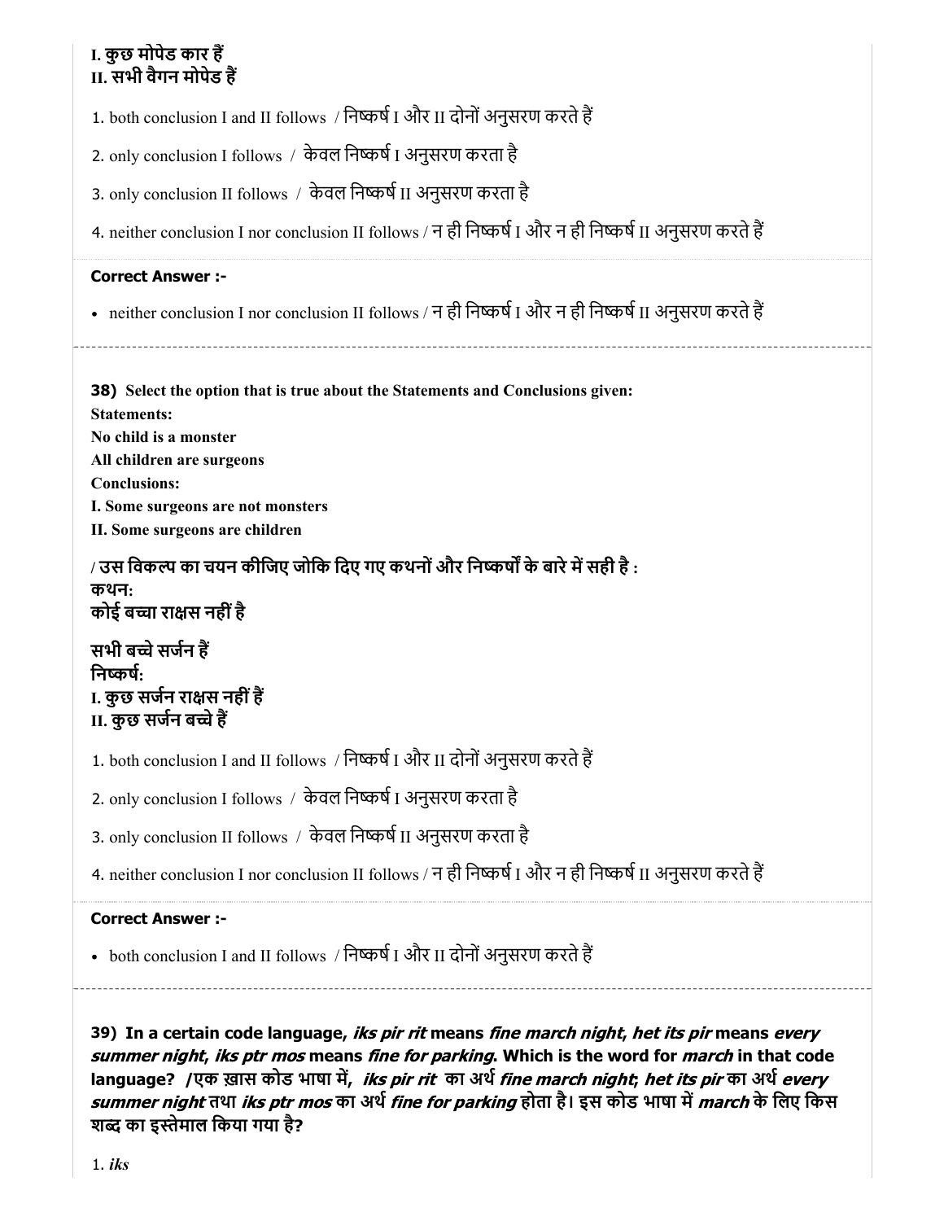**I. कुछ मोपेड कार हैं**
**II. सभी वैगन मोपेड हैं**

1. both conclusion I and II follows / निष्कर्ष I और II दोनों अनुसरण करते हैं

2. only conclusion I follows / केवल निष्कर्ष I अनुसरण करता है

3. only conclusion II follows / केवल निष्कर्ष II अनुसरण करता है

4. neither conclusion I nor conclusion II follows / न ही निष्कर्ष I और न ही निष्कर्ष II अनुसरण करते हैं

**Correct Answer :-**

- neither conclusion I nor conclusion II follows / न ही निष्कर्ष I और न ही निष्कर्ष II अनुसरण करते हैं

---

**38) Select the option that is true about the Statements and Conclusions given:**
**Statements:**
**No child is a monster**
**All children are surgeons**
**Conclusions:**
**I. Some surgeons are not monsters**
**II. Some surgeons are children**

**/ उस विकल्प का चयन कीजिए जोकि दिए गए कथनों और निष्कर्षों के बारे में सही है :**
**कथन:**
**कोई बच्चा राक्षस नहीं है**

**सभी बच्चे सर्जन हैं**
**निष्कर्ष:**
**I. कुछ सर्जन राक्षस नहीं हैं**
**II. कुछ सर्जन बच्चे हैं**

1. both conclusion I and II follows / निष्कर्ष I और II दोनों अनुसरण करते हैं

2. only conclusion I follows / केवल निष्कर्ष I अनुसरण करता है

3. only conclusion II follows / केवल निष्कर्ष II अनुसरण करता है

4. neither conclusion I nor conclusion II follows / न ही निष्कर्ष I और न ही निष्कर्ष II अनुसरण करते हैं

**Correct Answer :-**

- both conclusion I and II follows / निष्कर्ष I और II दोनों अनुसरण करते हैं

---

**39) In a certain code language, *iks pir rit* means *fine march night*, *het its pir* means *every summer night*, *iks ptr mos* means *fine for parking*. Which is the word for *march* in that code language? /एक ख़ास कोड भाषा में, *iks pir rit* का अर्थ *fine march night*; *het its pir* का अर्थ *every summer night* तथा *iks ptr mos* का अर्थ *fine for parking* होता है। इस कोड भाषा में *march* के लिए किस शब्द का इस्तेमाल किया गया है?**

1. *iks*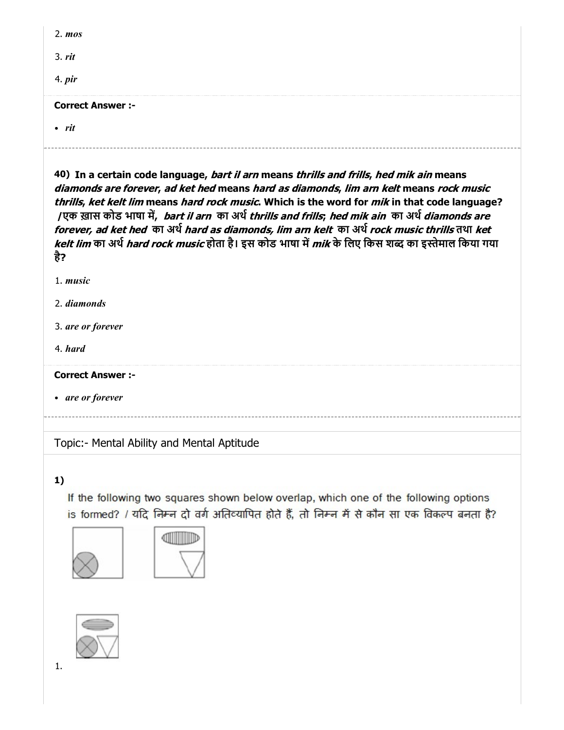2. *mos*

3. *rit*

4. *pir*

**Correct Answer :-**

- *rit*

---

**40) In a certain code language, *bart il arn* means *thrills and frills*, *hed mik ain* means *diamonds are forever*, *ad ket hed* means *hard as diamonds*, *lim arn kelt* means *rock music thrills*, *ket kelt lim* means *hard rock music*. Which is the word for *mik* in that code language? /एक ख़ास कोड भाषा में, *bart il arn* का अर्थ *thrills and frills*; *hed mik ain* का अर्थ *diamonds are forever*, *ad ket hed* का अर्थ *hard as diamonds*, *lim arn kelt* का अर्थ *rock music thrills* तथा *ket kelt lim* का अर्थ *hard rock music* होता है। इस कोड भाषा में *mik* के लिए किस शब्द का इस्तेमाल किया गया है?**

1. *music*

2. *diamonds*

3. *are or forever*

4. *hard*

**Correct Answer :-**

- *are or forever*

---

Topic:- Mental Ability and Mental Aptitude

**1)**

If the following two squares shown below overlap, which one of the following options is formed? / यदि निम्न दो वर्ग अतिव्यापित होते हैं, तो निम्न में से कौन सा एक विकल्प बनता है?

1.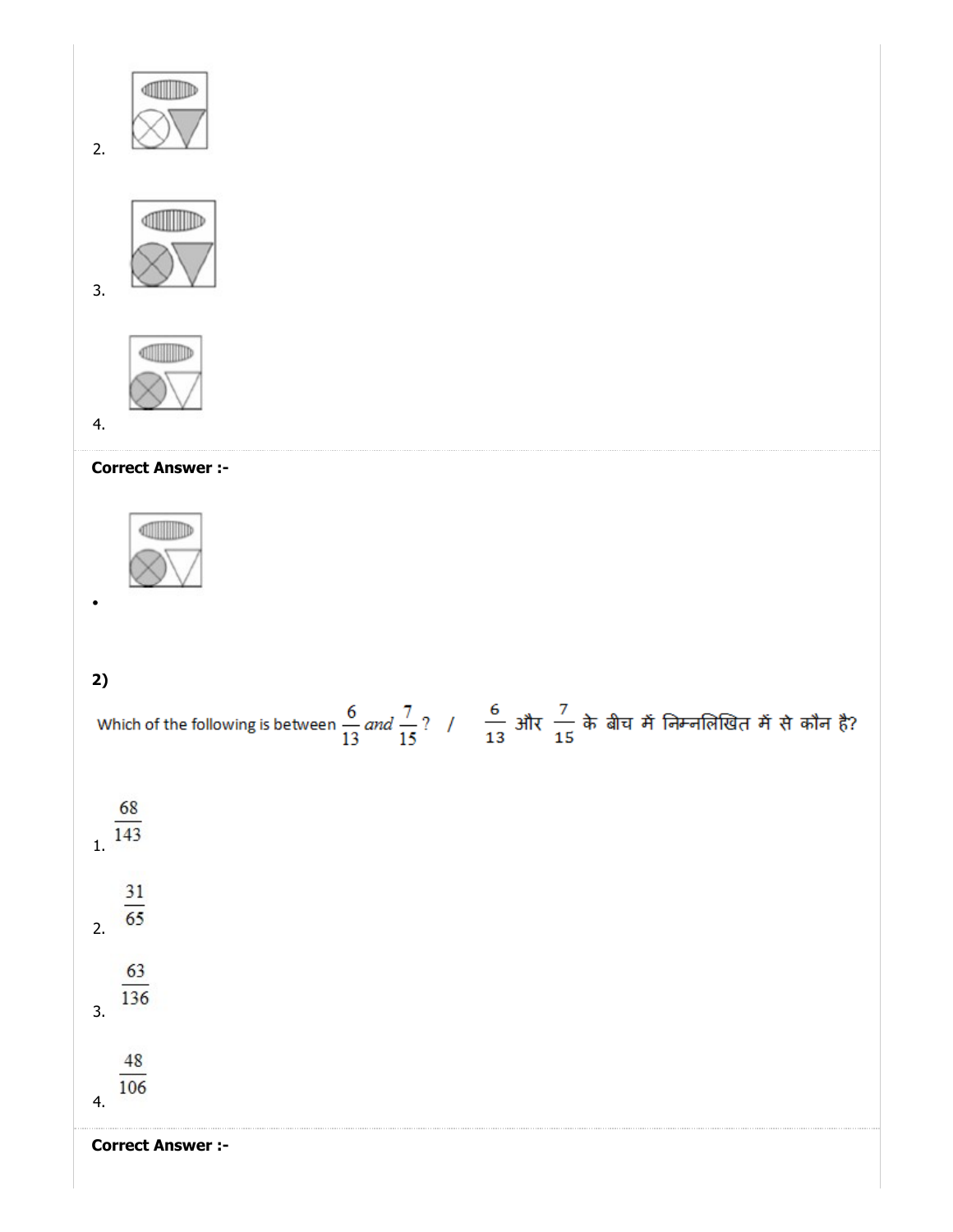2.

3.

4.

**Correct Answer :-**

- 

**2)**

Which of the following is between $\frac{6}{13}$ *and* $\frac{7}{15}$? / $\frac{6}{13}$ और $\frac{7}{15}$ के बीच में निम्नलिखित में से कौन है?

1. $\frac{68}{143}$

2. $\frac{31}{65}$

3. $\frac{63}{136}$

4. $\frac{48}{106}$

**Correct Answer :-**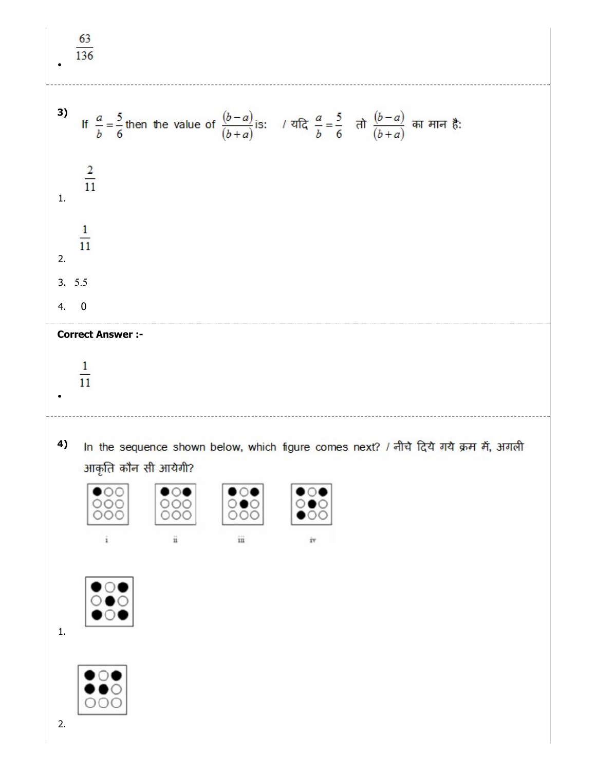- $\frac{63}{136}$

---

**3)** If $\frac{a}{b} = \frac{5}{6}$ then the value of $\frac{(b-a)}{(b+a)}$ is: / यदि $\frac{a}{b} = \frac{5}{6}$ तो $\frac{(b-a)}{(b+a)}$ का मान है:

1. $\frac{2}{11}$
2. $\frac{1}{11}$
3. 5.5
4. 0

**Correct Answer :-**

- $\frac{1}{11}$

---

**4)** In the sequence shown below, which figure comes next? / नीचे दिये गये क्रम में, अगली आकृति कौन सी आयेगी?

i ii iii iv

1. 
2.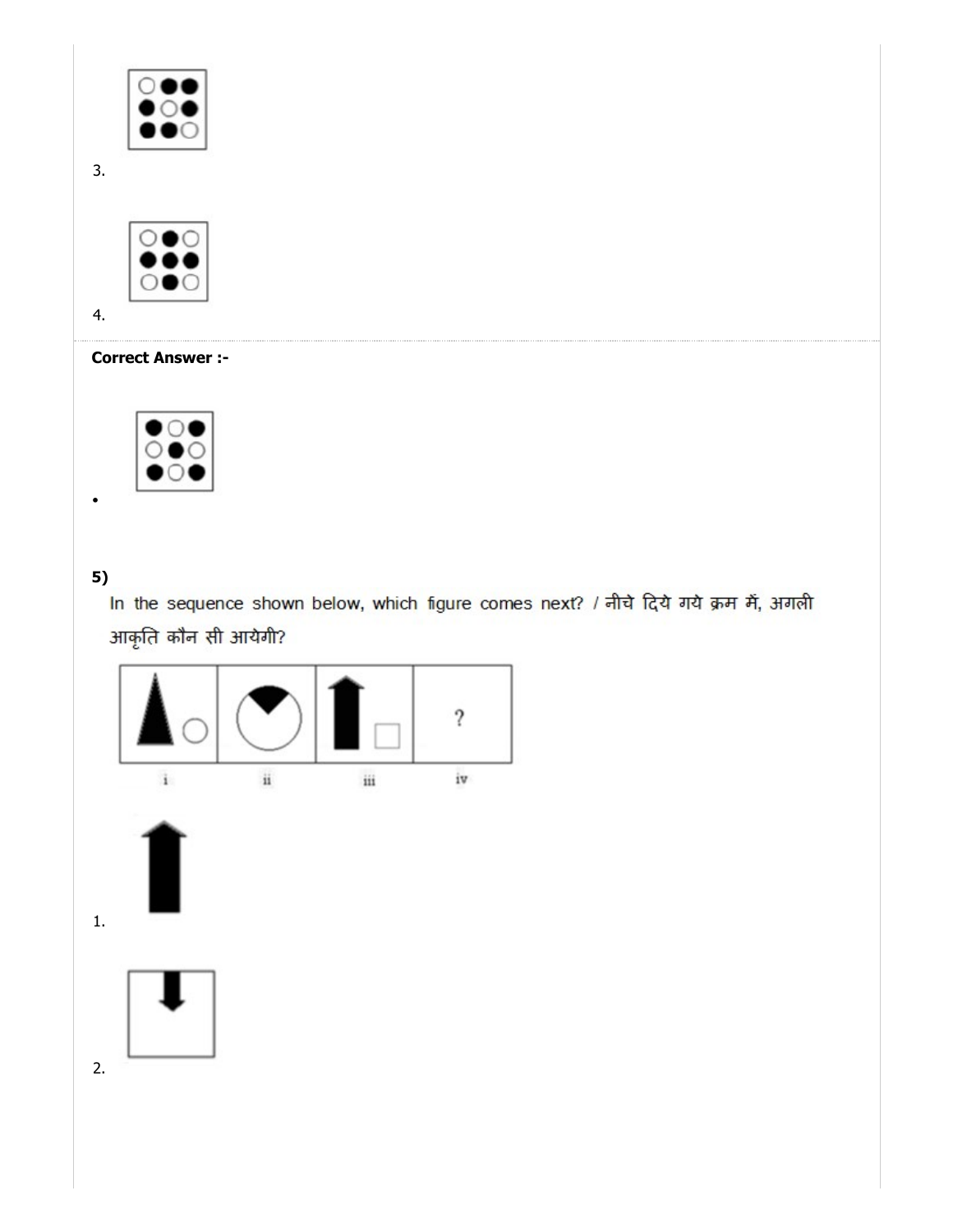3.

4.

**Correct Answer :-**

•

**5)**

In the sequence shown below, which figure comes next? / नीचे दिये गये क्रम में, अगली आकृति कौन सी आयेगी?

| i | ii | iii | iv |
|---|---|---|---|
|   |   |   | ? |

1.

2.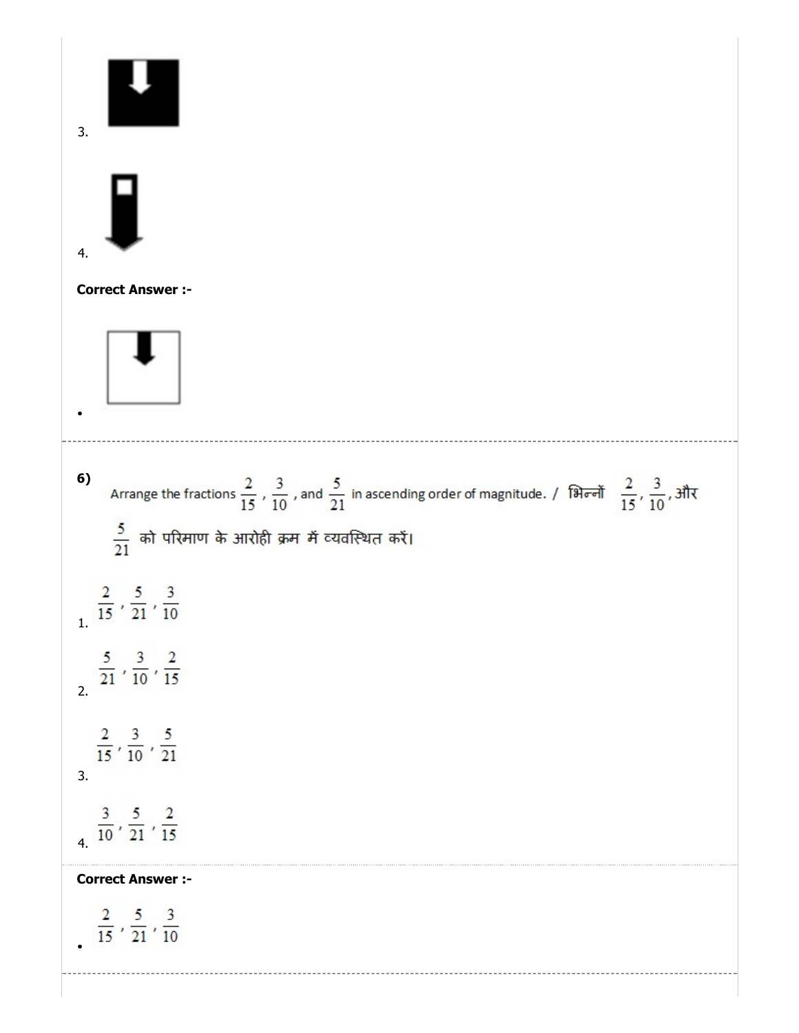3.

4.

**Correct Answer :-**

- 

---

**6)** Arrange the fractions $\frac{2}{15}$, $\frac{3}{10}$, and $\frac{5}{21}$ in ascending order of magnitude. / भिन्नों $\frac{2}{15}$, $\frac{3}{10}$, और $\frac{5}{21}$ को परिमाण के आरोही क्रम में व्यवस्थित करें।

1. $\frac{2}{15}, \frac{5}{21}, \frac{3}{10}$

2. $\frac{5}{21}, \frac{3}{10}, \frac{2}{15}$

3. $\frac{2}{15}, \frac{3}{10}, \frac{5}{21}$

4. $\frac{3}{10}, \frac{5}{21}, \frac{2}{15}$

**Correct Answer :-**

- $\frac{2}{15}, \frac{5}{21}, \frac{3}{10}$

---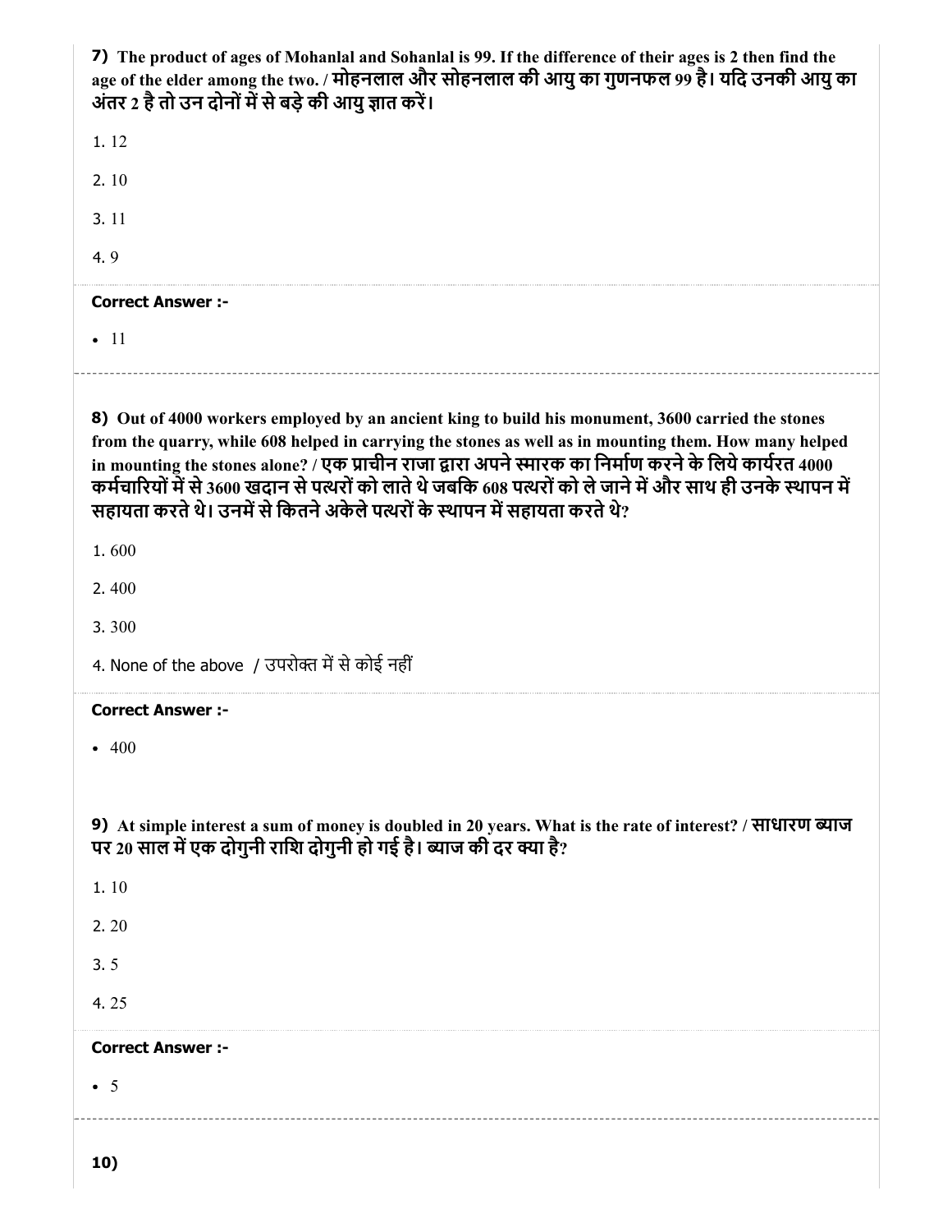**7)** **The product of ages of Mohanlal and Sohanlal is 99. If the difference of their ages is 2 then find the age of the elder among the two. / मोहनलाल और सोहनलाल की आयु का गुणनफल 99 है। यदि उनकी आयु का अंतर 2 है तो उन दोनों में से बड़े की आयु ज्ञात करें।**

1. 12

2. 10

3. 11

4. 9

**Correct Answer :-**

- 11

---

**8)** **Out of 4000 workers employed by an ancient king to build his monument, 3600 carried the stones from the quarry, while 608 helped in carrying the stones as well as in mounting them. How many helped in mounting the stones alone? / एक प्राचीन राजा द्वारा अपने स्मारक का निर्माण करने के लिये कार्यरत 4000 कर्मचारियों में से 3600 खदान से पत्थरों को लाते थे जबकि 608 पत्थरों को ले जाने में और साथ ही उनके स्थापन में सहायता करते थे। उनमें से कितने अकेले पत्थरों के स्थापन में सहायता करते थे?**

1. 600

2. 400

3. 300

4. None of the above / उपरोक्त में से कोई नहीं

**Correct Answer :-**

- 400

---

**9)** **At simple interest a sum of money is doubled in 20 years. What is the rate of interest? / साधारण ब्याज पर 20 साल में एक दोगुनी राशि दोगुनी हो गई है। ब्याज की दर क्या है?**

1. 10

2. 20

3. 5

4. 25

**Correct Answer :-**

- 5

---

**10)**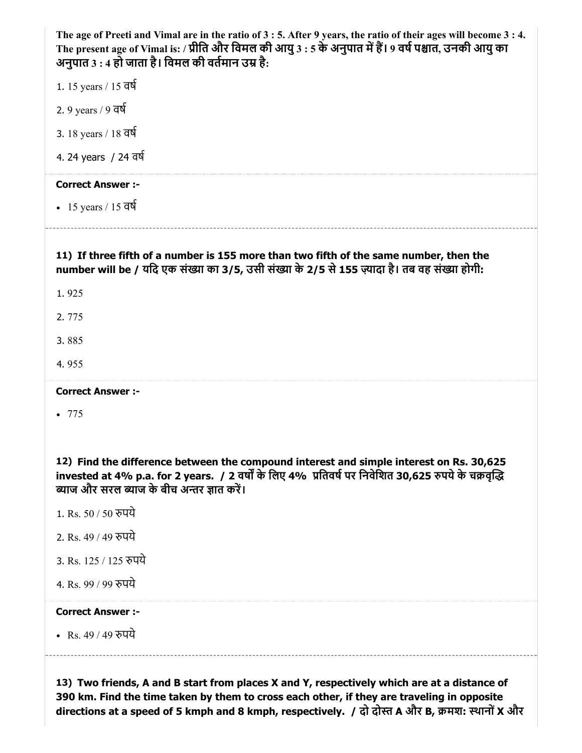**The age of Preeti and Vimal are in the ratio of 3 : 5. After 9 years, the ratio of their ages will become 3 : 4. The present age of Vimal is: / प्रीति और विमल की आयु 3 : 5 के अनुपात में हैं। 9 वर्ष पश्चात, उनकी आयु का अनुपात 3 : 4 हो जाता है। विमल की वर्तमान उम्र है:**

1. 15 years / 15 वर्ष
2. 9 years / 9 वर्ष
3. 18 years / 18 वर्ष
4. 24 years / 24 वर्ष

**Correct Answer :-**

- 15 years / 15 वर्ष

---

**11) If three fifth of a number is 155 more than two fifth of the same number, then the number will be / यदि एक संख्या का 3/5, उसी संख्या के 2/5 से 155 ज़्यादा है। तब वह संख्या होगी:**

1. 925
2. 775
3. 885
4. 955

**Correct Answer :-**

- 775

---

**12) Find the difference between the compound interest and simple interest on Rs. 30,625 invested at 4% p.a. for 2 years. / 2 वर्षों के लिए 4% प्रतिवर्ष पर निवेशित 30,625 रुपये के चक्रवृद्धि ब्याज और सरल ब्याज के बीच अन्तर ज्ञात करें।**

1. Rs. 50 / 50 रुपये
2. Rs. 49 / 49 रुपये
3. Rs. 125 / 125 रुपये
4. Rs. 99 / 99 रुपये

**Correct Answer :-**

- Rs. 49 / 49 रुपये

---

**13) Two friends, A and B start from places X and Y, respectively which are at a distance of 390 km. Find the time taken by them to cross each other, if they are traveling in opposite directions at a speed of 5 kmph and 8 kmph, respectively. / दो दोस्त A और B, क्रमश: स्थानों X और**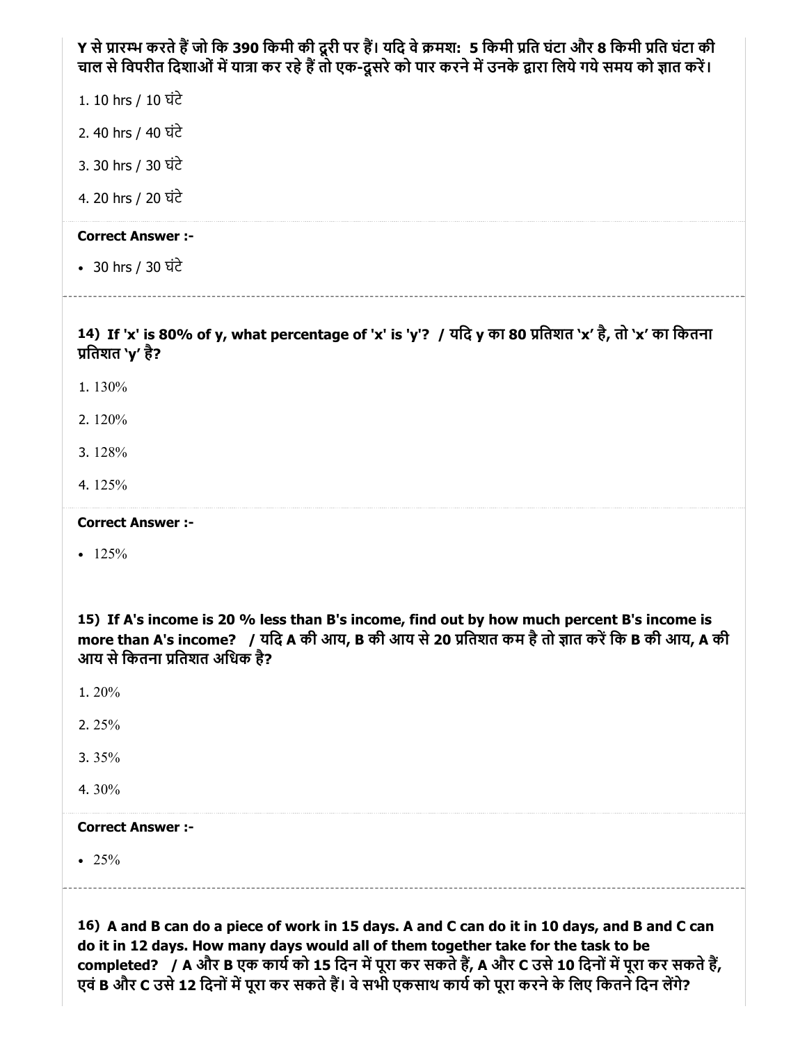Y से प्रारम्भ करते हैं जो कि 390 किमी की दूरी पर हैं। यदि वे क्रमशः 5 किमी प्रति घंटा और 8 किमी प्रति घंटा की चाल से विपरीत दिशाओं में यात्रा कर रहे हैं तो एक-दूसरे को पार करने में उनके द्वारा लिये गये समय को ज्ञात करें।

1. 10 hrs / 10 घंटे
2. 40 hrs / 40 घंटे
3. 30 hrs / 30 घंटे
4. 20 hrs / 20 घंटे

**Correct Answer :-**

- 30 hrs / 30 घंटे

---

**14) If 'x' is 80% of y, what percentage of 'x' is 'y'? / यदि y का 80 प्रतिशत 'x' है, तो 'x' का कितना प्रतिशत 'y' है?**

1. 130%
2. 120%
3. 128%
4. 125%

**Correct Answer :-**

- 125%

---

**15) If A's income is 20 % less than B's income, find out by how much percent B's income is more than A's income? / यदि A की आय, B की आय से 20 प्रतिशत कम है तो ज्ञात करें कि B की आय, A की आय से कितना प्रतिशत अधिक है?**

1. 20%
2. 25%
3. 35%
4. 30%

**Correct Answer :-**

- 25%

---

**16) A and B can do a piece of work in 15 days. A and C can do it in 10 days, and B and C can do it in 12 days. How many days would all of them together take for the task to be completed? / A और B एक कार्य को 15 दिन में पूरा कर सकते हैं, A और C उसे 10 दिनों में पूरा कर सकते हैं, एवं B और C उसे 12 दिनों में पूरा कर सकते हैं। वे सभी एकसाथ कार्य को पूरा करने के लिए कितने दिन लेंगे?**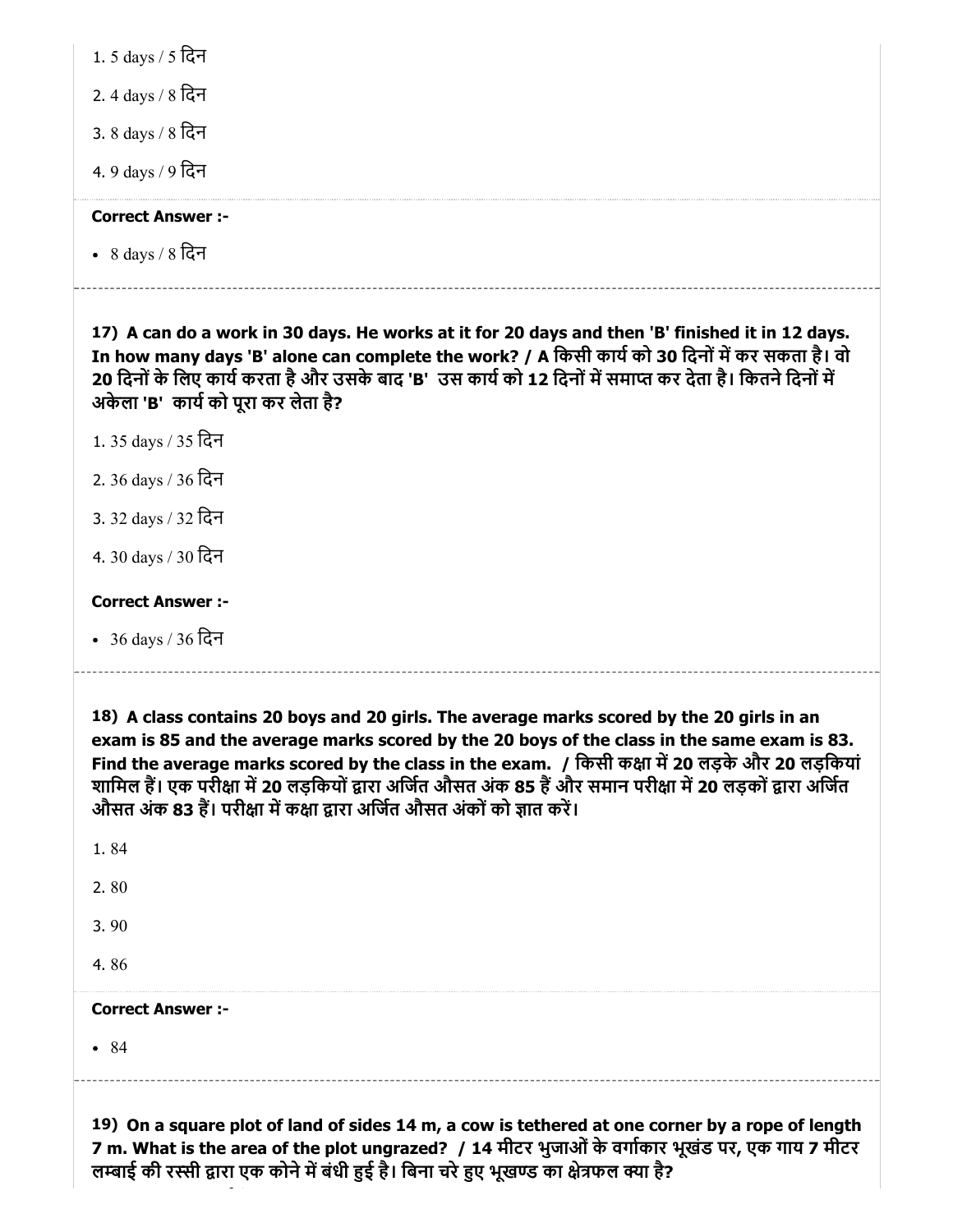1. 5 days / 5 दिन

2. 4 days / 8 दिन

3. 8 days / 8 दिन

4. 9 days / 9 दिन

**Correct Answer :-**

- 8 days / 8 दिन

---

**17) A can do a work in 30 days. He works at it for 20 days and then 'B' finished it in 12 days. In how many days 'B' alone can complete the work? / A किसी कार्य को 30 दिनों में कर सकता है। वो 20 दिनों के लिए कार्य करता है और उसके बाद 'B' उस कार्य को 12 दिनों में समाप्त कर देता है। कितने दिनों में अकेला 'B' कार्य को पूरा कर लेता है?**

1. 35 days / 35 दिन

2. 36 days / 36 दिन

3. 32 days / 32 दिन

4. 30 days / 30 दिन

**Correct Answer :-**

- 36 days / 36 दिन

---

**18) A class contains 20 boys and 20 girls. The average marks scored by the 20 girls in an exam is 85 and the average marks scored by the 20 boys of the class in the same exam is 83. Find the average marks scored by the class in the exam. / किसी कक्षा में 20 लड़के और 20 लड़कियां शामिल हैं। एक परीक्षा में 20 लड़कियों द्वारा अर्जित औसत अंक 85 हैं और समान परीक्षा में 20 लड़कों द्वारा अर्जित औसत अंक 83 हैं। परीक्षा में कक्षा द्वारा अर्जित औसत अंकों को ज्ञात करें।**

1. 84

2. 80

3. 90

4. 86

**Correct Answer :-**

- 84

---

**19) On a square plot of land of sides 14 m, a cow is tethered at one corner by a rope of length 7 m. What is the area of the plot ungrazed? / 14 मीटर भुजाओं के वर्गाकार भूखंड पर, एक गाय 7 मीटर लम्बाई की रस्सी द्वारा एक कोने में बंधी हुई है। बिना चरे हुए भूखण्ड का क्षेत्रफल क्या है?**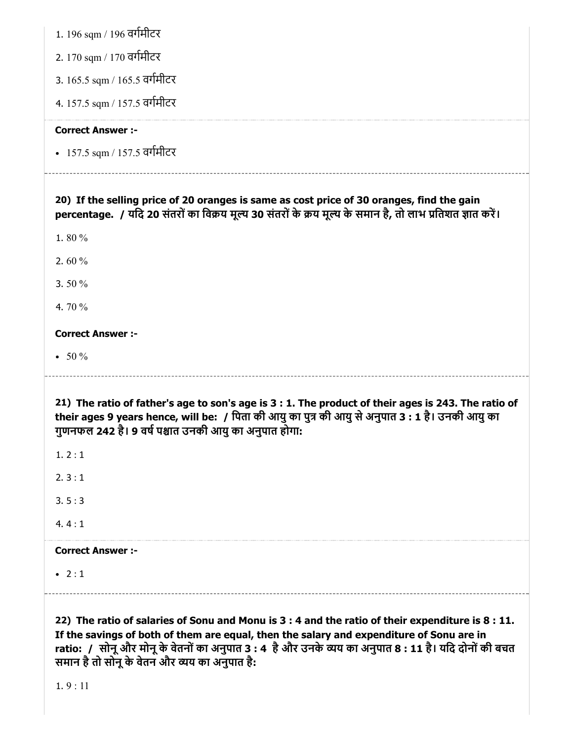1. 196 sqm / 196 वर्गमीटर

2. 170 sqm / 170 वर्गमीटर

3. 165.5 sqm / 165.5 वर्गमीटर

4. 157.5 sqm / 157.5 वर्गमीटर

**Correct Answer :-**

- 157.5 sqm / 157.5 वर्गमीटर

---

**20) If the selling price of 20 oranges is same as cost price of 30 oranges, find the gain percentage. / यदि 20 संतरों का विक्रय मूल्य 30 संतरों के क्रय मूल्य के समान है, तो लाभ प्रतिशत ज्ञात करें।**

1. 80 %

2. 60 %

3. 50 %

4. 70 %

**Correct Answer :-**

- 50 %

---

**21) The ratio of father's age to son's age is 3 : 1. The product of their ages is 243. The ratio of their ages 9 years hence, will be: / पिता की आयु का पुत्र की आयु से अनुपात 3 : 1 है। उनकी आयु का गुणनफल 242 है। 9 वर्ष पश्चात उनकी आयु का अनुपात होगा:**

1. 2 : 1

2. 3 : 1

3. 5 : 3

4. 4 : 1

**Correct Answer :-**

- 2 : 1

---

**22) The ratio of salaries of Sonu and Monu is 3 : 4 and the ratio of their expenditure is 8 : 11. If the savings of both of them are equal, then the salary and expenditure of Sonu are in ratio: / सोनू और मोनू के वेतनों का अनुपात 3 : 4 है और उनके व्यय का अनुपात 8 : 11 है। यदि दोनों की बचत समान है तो सोनू के वेतन और व्यय का अनुपात है:**

1. 9 : 11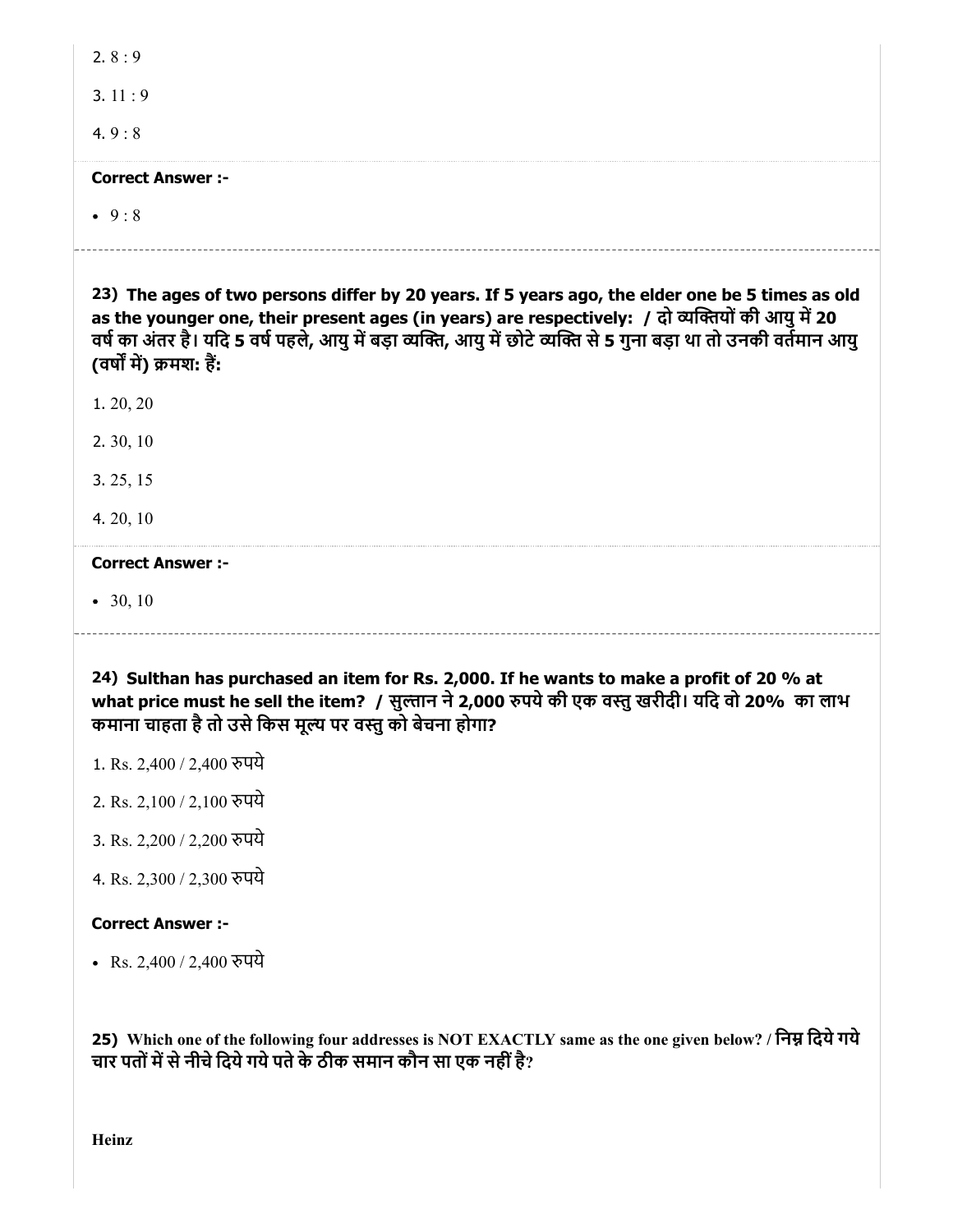2. 8 : 9

3. 11 : 9

4. 9 : 8

**Correct Answer :-**

- 9 : 8

---

**23) The ages of two persons differ by 20 years. If 5 years ago, the elder one be 5 times as old as the younger one, their present ages (in years) are respectively: / दो व्यक्तियों की आयु में 20 वर्ष का अंतर है। यदि 5 वर्ष पहले, आयु में बड़ा व्यक्ति, आयु में छोटे व्यक्ति से 5 गुना बड़ा था तो उनकी वर्तमान आयु (वर्षों में) क्रमशः हैं:**

1. 20, 20

2. 30, 10

3. 25, 15

4. 20, 10

**Correct Answer :-**

- 30, 10

---

**24) Sulthan has purchased an item for Rs. 2,000. If he wants to make a profit of 20 % at what price must he sell the item? / सुल्तान ने 2,000 रुपये की एक वस्तु खरीदी। यदि वो 20% का लाभ कमाना चाहता है तो उसे किस मूल्य पर वस्तु को बेचना होगा?**

1. Rs. 2,400 / 2,400 रुपये

2. Rs. 2,100 / 2,100 रुपये

3. Rs. 2,200 / 2,200 रुपये

4. Rs. 2,300 / 2,300 रुपये

**Correct Answer :-**

- Rs. 2,400 / 2,400 रुपये

---

**25) Which one of the following four addresses is NOT EXACTLY same as the one given below? / निम्न दिये गये चार पतों में से नीचे दिये गये पते के ठीक समान कौन सा एक नहीं है?**

**Heinz**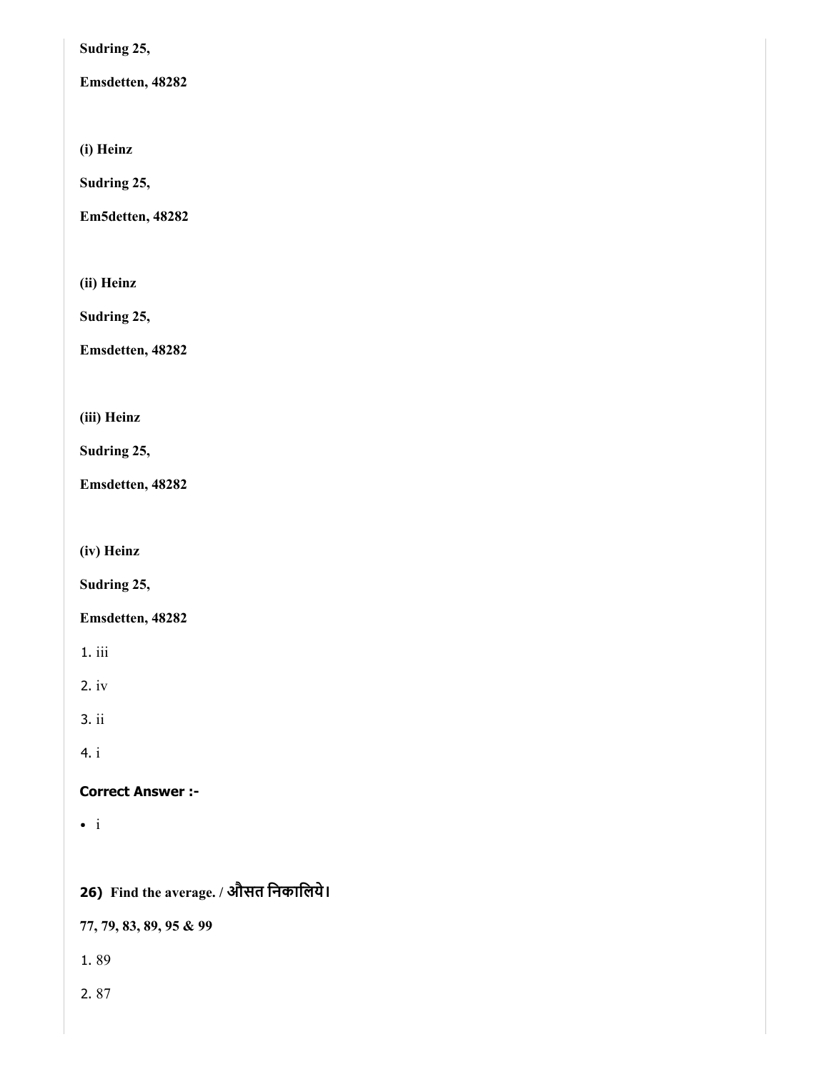**Sudring 25,**

**Emsdetten, 48282**

**(i) Heinz**

**Sudring 25,**

**Em5detten, 48282**

**(ii) Heinz**

**Sudring 25,**

**Emsdetten, 48282**

**(iii) Heinz**

**Sudring 25,**

**Emsdetten, 48282**

**(iv) Heinz**

**Sudring 25,**

**Emsdetten, 48282**

1. iii
2. iv
3. ii
4. i

**Correct Answer :-**

- i

**26) Find the average. / औसत निकालिये।**

**77, 79, 83, 89, 95 & 99**

1. 89
2. 87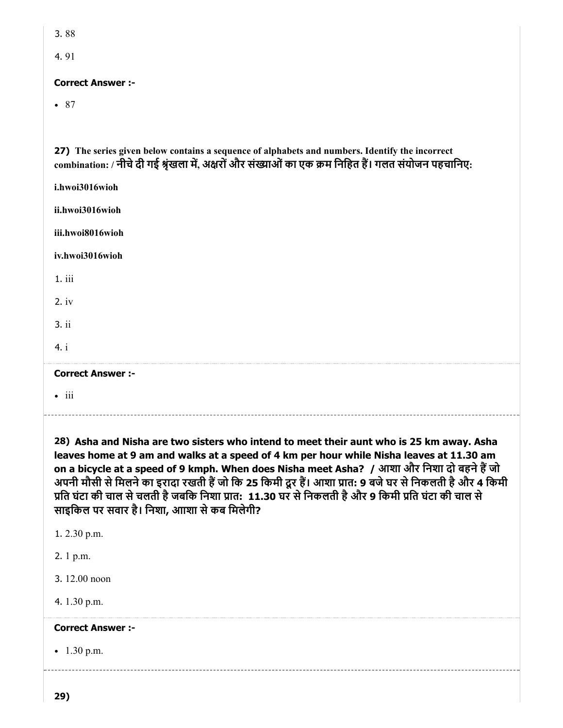3. 88

4. 91

**Correct Answer :-**

- 87

**27)** **The series given below contains a sequence of alphabets and numbers. Identify the incorrect combination: / नीचे दी गई श्रृंखला में, अक्षरों और संख्याओं का एक क्रम निहित हैं। गलत संयोजन पहचानिए:**

**i.hwoi3016wioh**

**ii.hwoi3016wioh**

**iii.hwoi8016wioh**

**iv.hwoi3016wioh**

1. iii

2. iv

3. ii

4. i

**Correct Answer :-**

- iii

**28) Asha and Nisha are two sisters who intend to meet their aunt who is 25 km away. Asha leaves home at 9 am and walks at a speed of 4 km per hour while Nisha leaves at 11.30 am on a bicycle at a speed of 9 kmph. When does Nisha meet Asha? / आशा और निशा दो बहने हैं जो अपनी मौसी से मिलने का इरादा रखती हैं जो कि 25 किमी दूर हैं। आशा प्रात: 9 बजे घर से निकलती है और 4 किमी प्रति घंटा की चाल से चलती है जबकि निशा प्रात: 11.30 घर से निकलती है और 9 किमी प्रति घंटा की चाल से साइकिल पर सवार है। निशा, आशा से कब मिलेगी?**

1. 2.30 p.m.

2. 1 p.m.

3. 12.00 noon

4. 1.30 p.m.

**Correct Answer :-**

- 1.30 p.m.

**29)**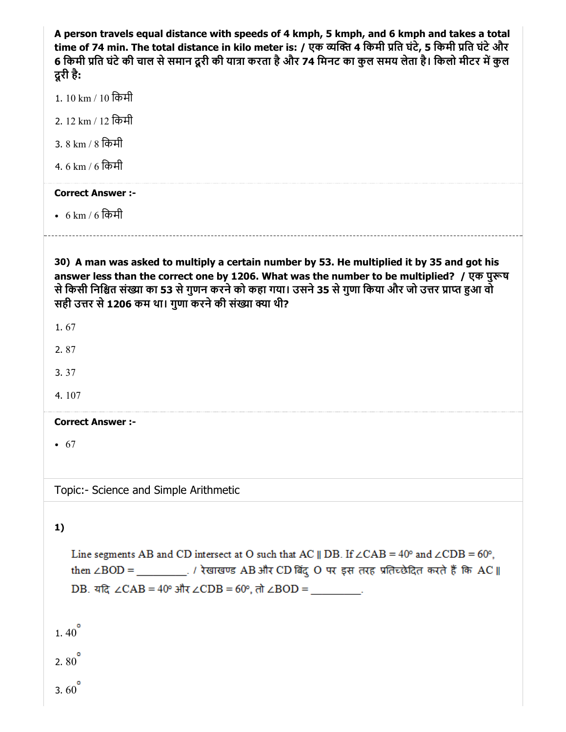**A person travels equal distance with speeds of 4 kmph, 5 kmph, and 6 kmph and takes a total time of 74 min. The total distance in kilo meter is: / एक व्यक्ति 4 किमी प्रति घंटे, 5 किमी प्रति घंटे और 6 किमी प्रति घंटे की चाल से समान दूरी की यात्रा करता है और 74 मिनट का कुल समय लेता है। किलो मीटर में कुल दूरी है:**

1. 10 km / 10 किमी
2. 12 km / 12 किमी
3. 8 km / 8 किमी
4. 6 km / 6 किमी

**Correct Answer :-**

- 6 km / 6 किमी

---

**30) A man was asked to multiply a certain number by 53. He multiplied it by 35 and got his answer less than the correct one by 1206. What was the number to be multiplied? / एक पुरूष से किसी निश्चित संख्या का 53 से गुणन करने को कहा गया। उसने 35 से गुणा किया और जो उत्तर प्राप्त हुआ वो सही उत्तर से 1206 कम था। गुणा करने की संख्या क्या थी?**

1. 67
2. 87
3. 37
4. 107

**Correct Answer :-**

- 67

Topic:- Science and Simple Arithmetic

**1)**

Line segments AB and CD intersect at O such that AC ∥ DB. If $\angle CAB = 40^\circ$ and $\angle CDB = 60^\circ$, then $\angle BOD$ = _________. / रेखाखण्ड AB और CD बिंदु O पर इस तरह प्रतिच्छेदित करते हैं कि AC ∥ DB. यदि $\angle CAB = 40^\circ$ और $\angle CDB = 60^\circ$, तो $\angle BOD$ = _________.

1. $40^\circ$
2. $80^\circ$
3. $60^\circ$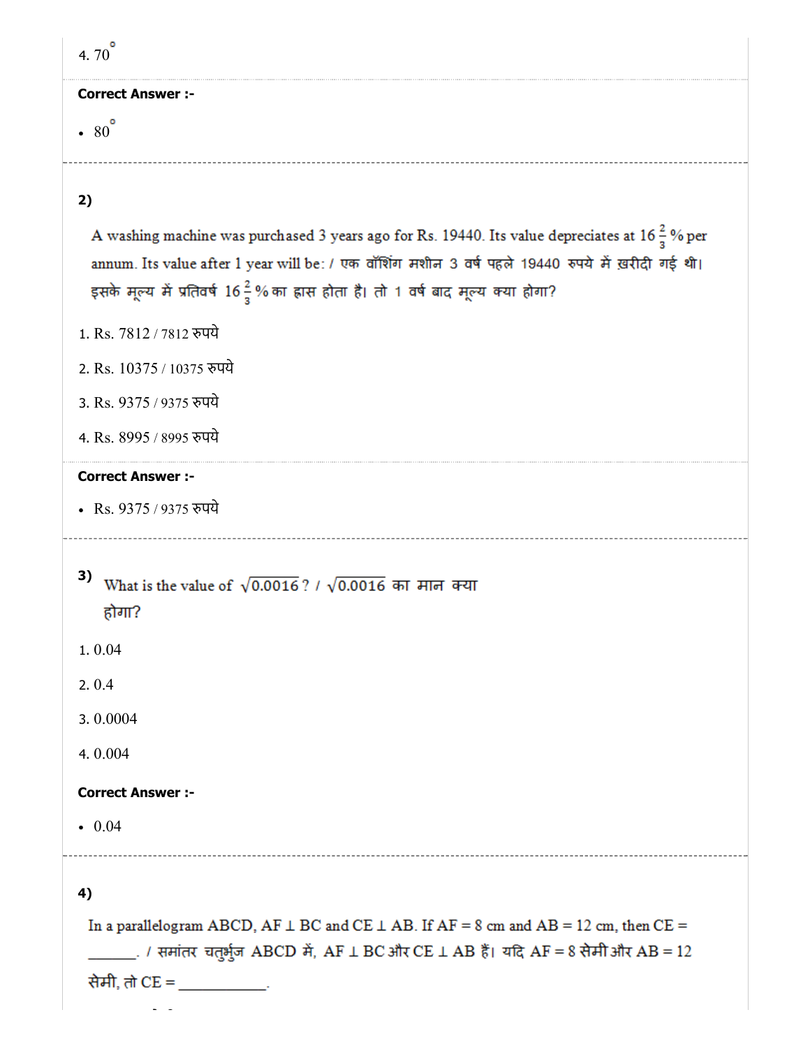4. $70^{\circ}$

**Correct Answer :-**

- $80^{\circ}$

---

**2)**

A washing machine was purchased 3 years ago for Rs. 19440. Its value depreciates at $16\frac{2}{3}\%$ per annum. Its value after 1 year will be: / एक वॉशिंग मशीन 3 वर्ष पहले 19440 रुपये में ख़रीदी गई थी। इसके मूल्य में प्रतिवर्ष $16\frac{2}{3}\%$ का ह्रास होता है। तो 1 वर्ष बाद मूल्य क्या होगा?

1. Rs. 7812 / 7812 रुपये
2. Rs. 10375 / 10375 रुपये
3. Rs. 9375 / 9375 रुपये
4. Rs. 8995 / 8995 रुपये

**Correct Answer :-**

- Rs. 9375 / 9375 रुपये

---

**3)** What is the value of $\sqrt{0.0016}$? / $\sqrt{0.0016}$ का मान क्या होगा?

1. 0.04
2. 0.4
3. 0.0004
4. 0.004

**Correct Answer :-**

- 0.04

---

**4)**

In a parallelogram ABCD, AF ⊥ BC and CE ⊥ AB. If AF = 8 cm and AB = 12 cm, then CE = ______. / समांतर चतुर्भुज ABCD में, AF ⊥ BC और CE ⊥ AB हैं। यदि AF = 8 सेमी और AB = 12 सेमी, तो CE = ___________.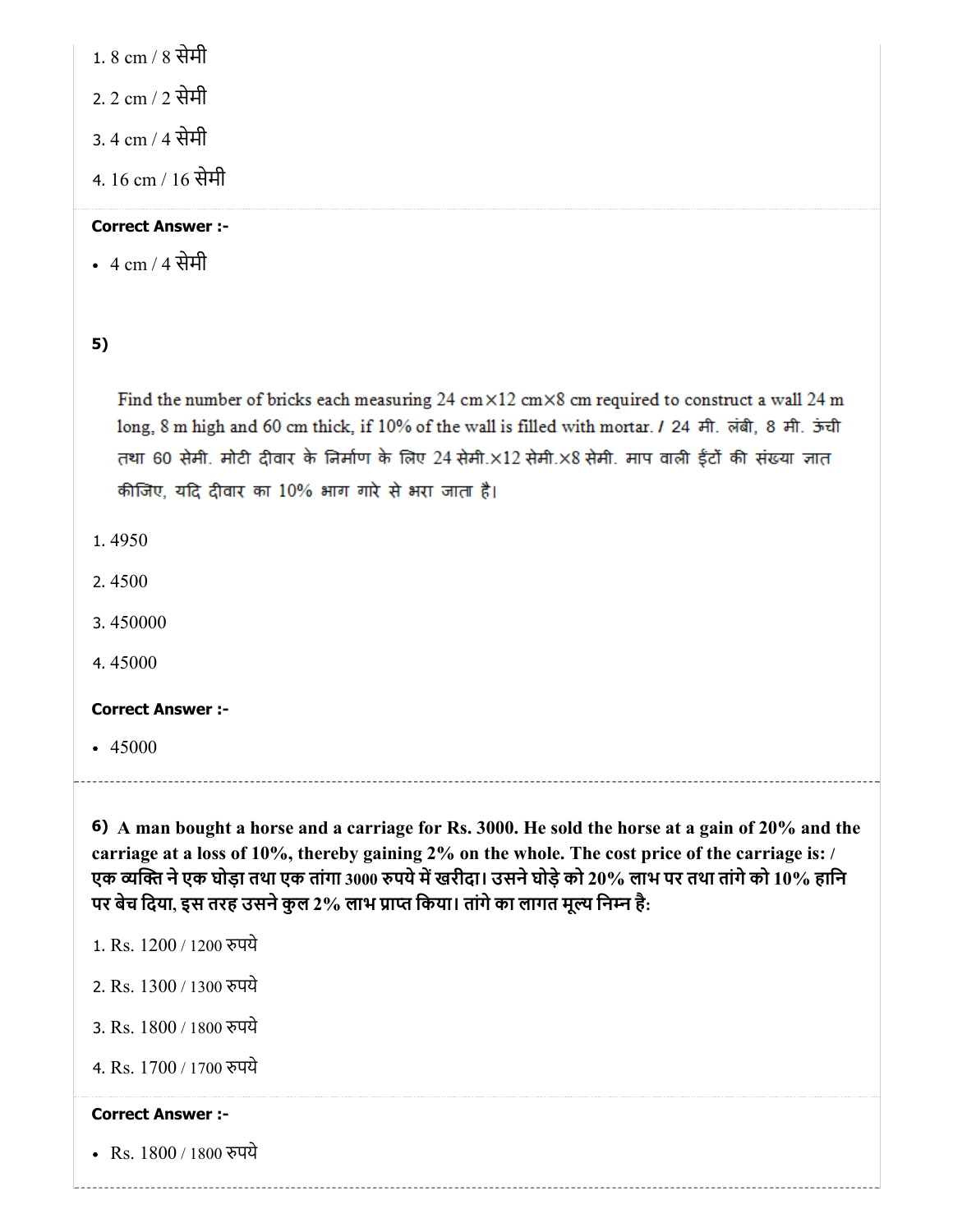1. 8 cm / 8 सेमी

2. 2 cm / 2 सेमी

3. 4 cm / 4 सेमी

4. 16 cm / 16 सेमी

**Correct Answer :-**

- 4 cm / 4 सेमी

**5)**

Find the number of bricks each measuring 24 cm×12 cm×8 cm required to construct a wall 24 m long, 8 m high and 60 cm thick, if 10% of the wall is filled with mortar. / 24 मी. लंबी, 8 मी. ऊंची तथा 60 सेमी. मोटी दीवार के निर्माण के लिए 24 सेमी.×12 सेमी.×8 सेमी. माप वाली ईंटों की संख्या ज्ञात कीजिए, यदि दीवार का 10% भाग गारे से भरा जाता है।

1. 4950

2. 4500

3. 450000

4. 45000

**Correct Answer :-**

- 45000

**6) A man bought a horse and a carriage for Rs. 3000. He sold the horse at a gain of 20% and the carriage at a loss of 10%, thereby gaining 2% on the whole. The cost price of the carriage is: / एक व्यक्ति ने एक घोड़ा तथा एक तांगा 3000 रुपये में खरीदा। उसने घोड़े को 20% लाभ पर तथा तांगे को 10% हानि पर बेच दिया, इस तरह उसने कुल 2% लाभ प्राप्त किया। तांगे का लागत मूल्य निम्न है:**

1. Rs. 1200 / 1200 रुपये

2. Rs. 1300 / 1300 रुपये

3. Rs. 1800 / 1800 रुपये

4. Rs. 1700 / 1700 रुपये

**Correct Answer :-**

- Rs. 1800 / 1800 रुपये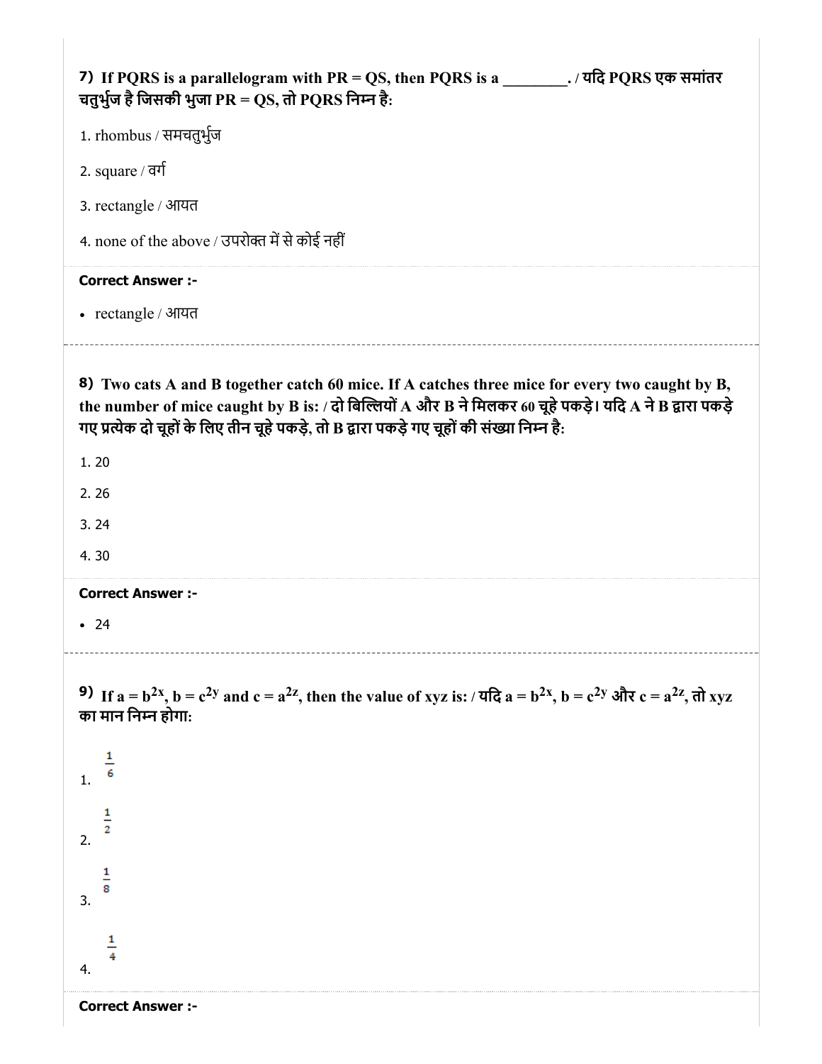**7) If PQRS is a parallelogram with PR = QS, then PQRS is a \_\_\_\_\_\_\_\_. / यदि PQRS एक समांतर चतुर्भुज है जिसकी भुजा PR = QS, तो PQRS निम्न है:**

1. rhombus / समचतुर्भुज

2. square / वर्ग

3. rectangle / आयत

4. none of the above / उपरोक्त में से कोई नहीं

**Correct Answer :-**

- rectangle / आयत

---

**8) Two cats A and B together catch 60 mice. If A catches three mice for every two caught by B, the number of mice caught by B is: / दो बिल्लियों A और B ने मिलकर 60 चूहे पकड़े। यदि A ने B द्वारा पकड़े गए प्रत्येक दो चूहों के लिए तीन चूहे पकड़े, तो B द्वारा पकड़े गए चूहों की संख्या निम्न है:**

1. 20

2. 26

3. 24

4. 30

**Correct Answer :-**

- 24

---

**9) If $a = b^{2x}$, $b = c^{2y}$ and $c = a^{2z}$, then the value of xyz is: / यदि $a = b^{2x}$, $b = c^{2y}$ और $c = a^{2z}$, तो xyz का मान निम्न होगा:**

1. $\frac{1}{6}$

2. $\frac{1}{2}$

3. $\frac{1}{8}$

4. $\frac{1}{4}$

**Correct Answer :-**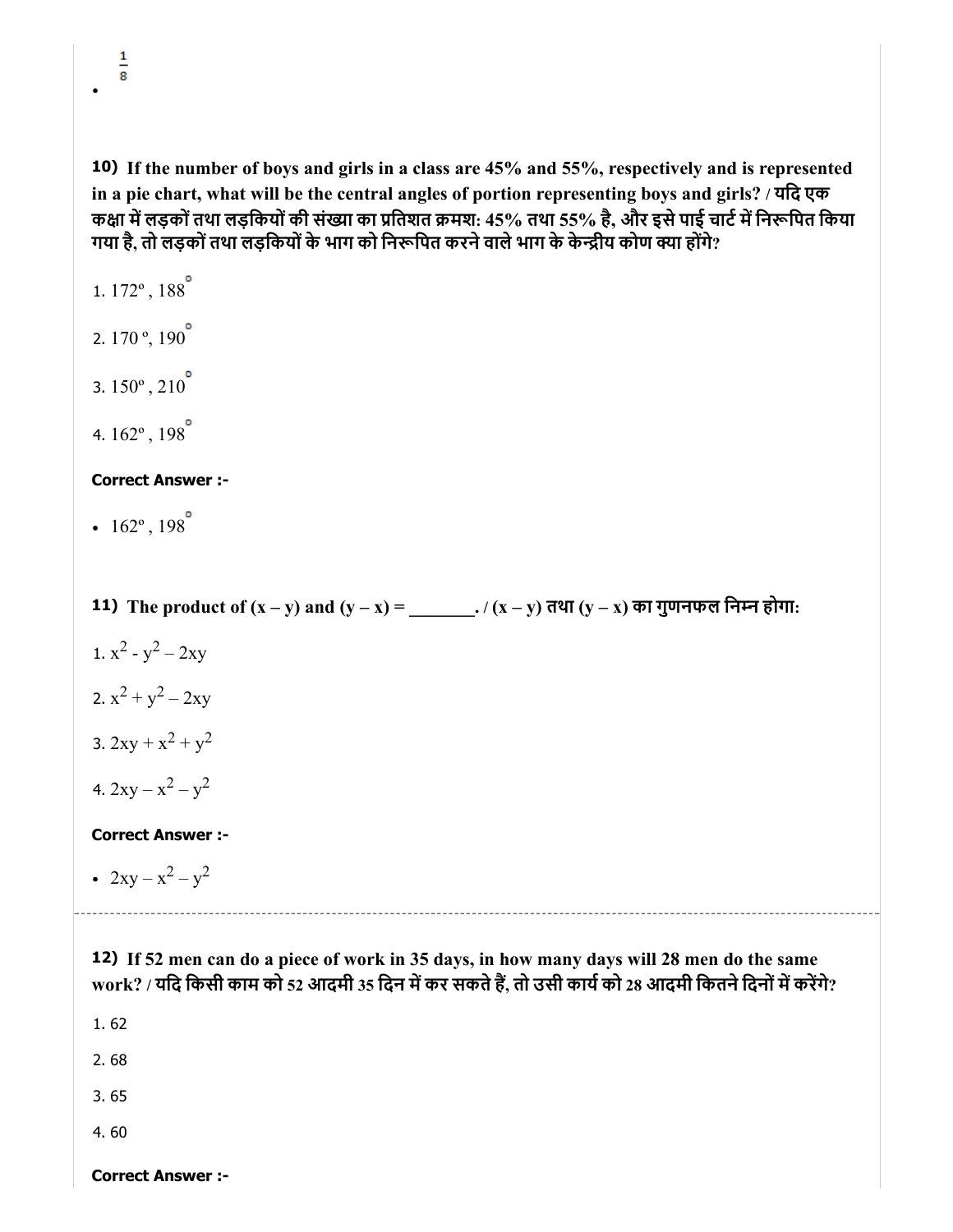- $\frac{1}{8}$

**10)** **If the number of boys and girls in a class are 45% and 55%, respectively and is represented in a pie chart, what will be the central angles of portion representing boys and girls? / यदि एक कक्षा में लड़कों तथा लड़कियों की संख्या का प्रतिशत क्रमशः 45% तथा 55% है, और इसे पाई चार्ट में निरूपित किया गया है, तो लड़कों तथा लड़कियों के भाग को निरूपित करने वाले भाग के केन्द्रीय कोण क्या होंगे?**

1. $172^{o}$ , $188^{o}$
2. $170^{o}$, $190^{o}$
3. $150^{o}$ , $210^{o}$
4. $162^{o}$ , $198^{o}$

**Correct Answer :-**

- $162^{o}$ , $198^{o}$

**11)** **The product of (x – y) and (y – x) = _______. / (x – y) तथा (y – x) का गुणनफल निम्न होगा:**

1. $x^2 - y^2 - 2xy$
2. $x^2 + y^2 - 2xy$
3. $2xy + x^2 + y^2$
4. $2xy - x^2 - y^2$

**Correct Answer :-**

- $2xy - x^2 - y^2$

---

**12)** **If 52 men can do a piece of work in 35 days, in how many days will 28 men do the same work? / यदि किसी काम को 52 आदमी 35 दिन में कर सकते हैं, तो उसी कार्य को 28 आदमी कितने दिनों में करेंगे?**

1. 62
2. 68
3. 65
4. 60

**Correct Answer :-**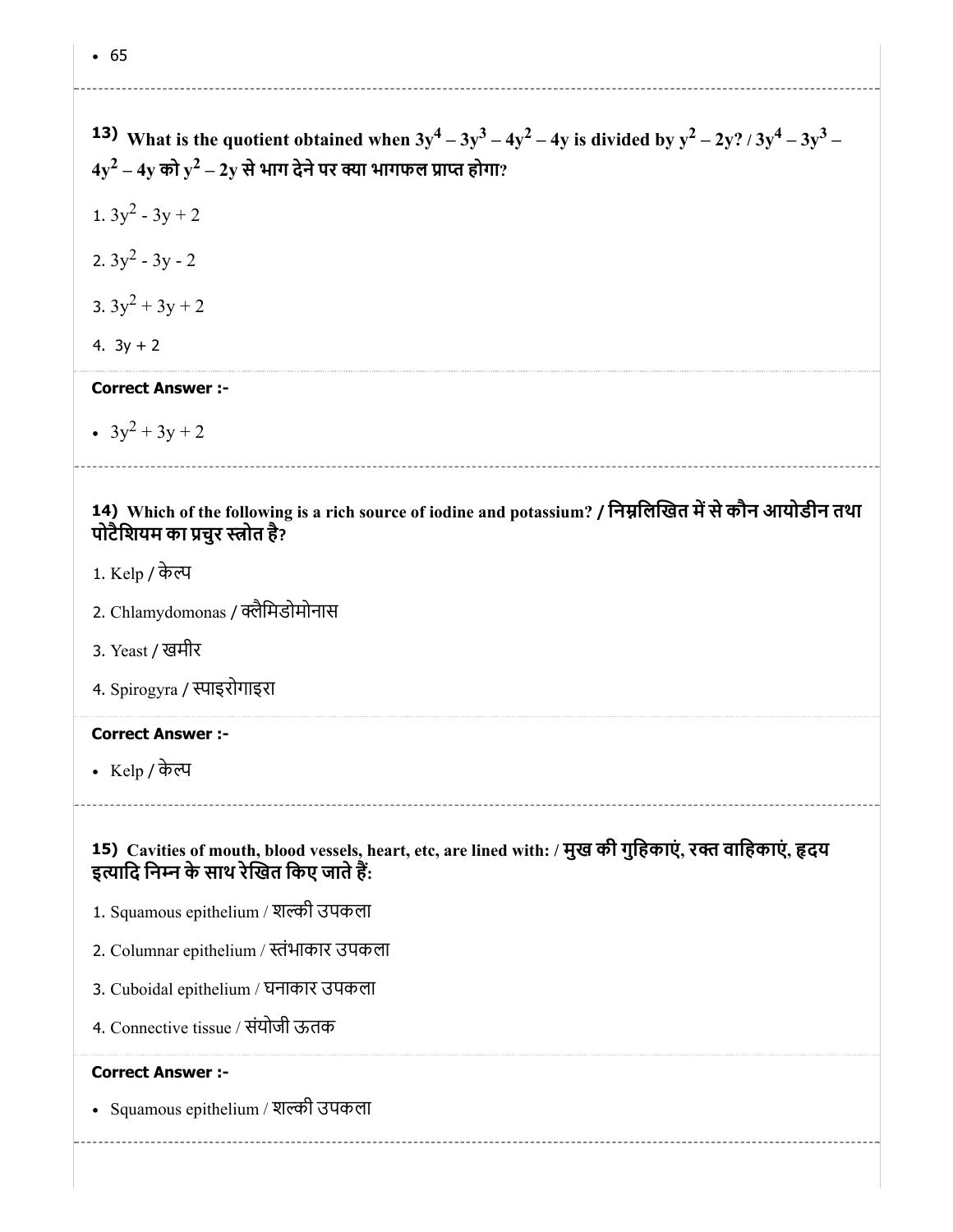- 65

**13) What is the quotient obtained when $3y^4 – 3y^3 – 4y^2 – 4y$ is divided by $y^2 – 2y$? / $3y^4 – 3y^3 – 4y^2 – 4y$ को $y^2 – 2y$ से भाग देने पर क्या भागफल प्राप्त होगा?**

1. $3y^2 - 3y + 2$
2. $3y^2 - 3y - 2$
3. $3y^2 + 3y + 2$
4. $3y + 2$

**Correct Answer :-**

- $3y^2 + 3y + 2$

**14) Which of the following is a rich source of iodine and potassium? / निम्नलिखित में से कौन आयोडीन तथा पोटैशियम का प्रचुर स्त्रोत है?**

1. Kelp / केल्प
2. Chlamydomonas / क्लैमिडोमोनास
3. Yeast / खमीर
4. Spirogyra / स्पाइरोगाइरा

**Correct Answer :-**

- Kelp / केल्प

**15) Cavities of mouth, blood vessels, heart, etc, are lined with: / मुख की गुहिकाएं, रक्त वाहिकाएं, हृदय इत्यादि निम्न के साथ रेखित किए जाते हैं:**

1. Squamous epithelium / शल्की उपकला
2. Columnar epithelium / स्तंभाकार उपकला
3. Cuboidal epithelium / घनाकार उपकला
4. Connective tissue / संयोजी ऊतक

**Correct Answer :-**

- Squamous epithelium / शल्की उपकला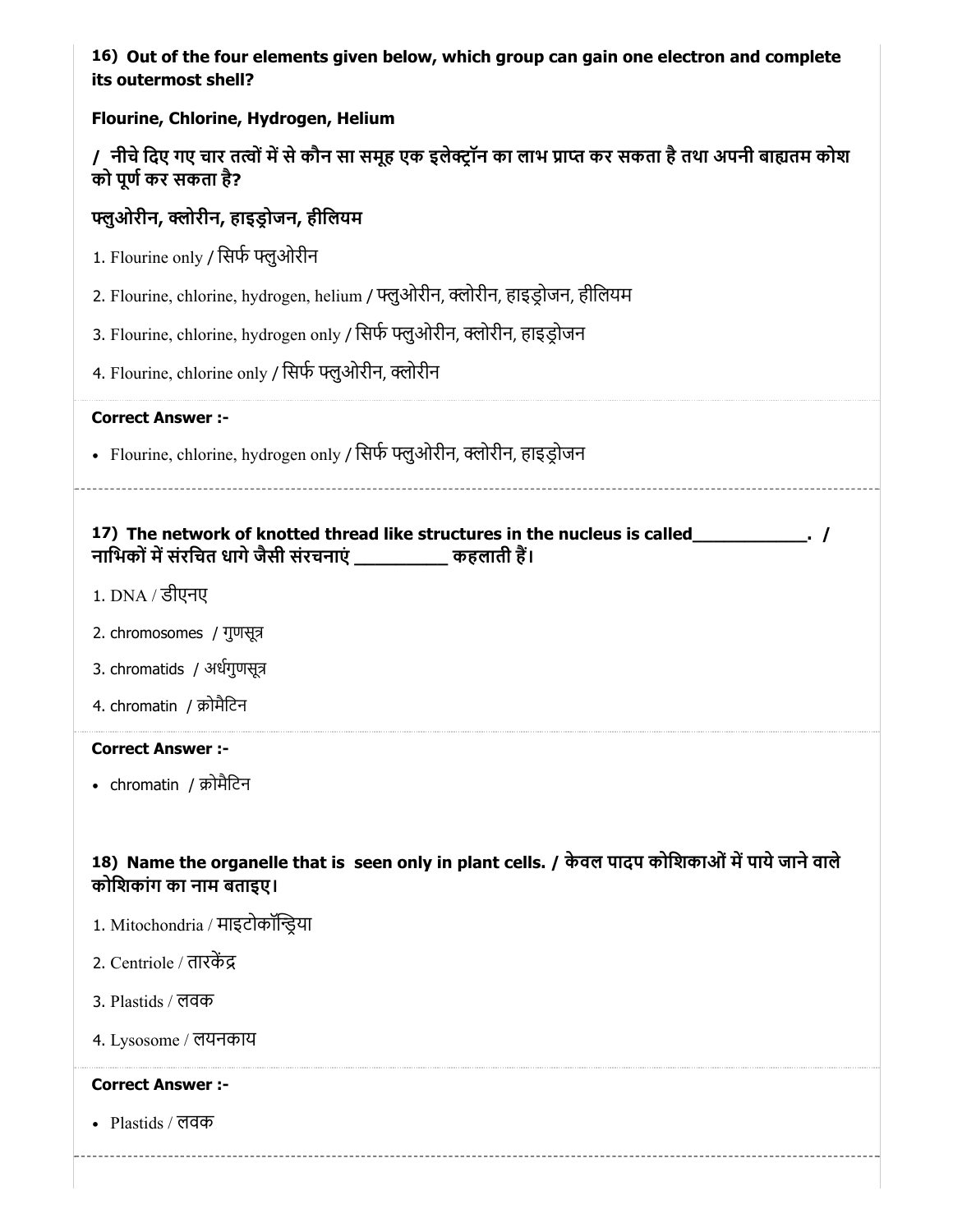**16) Out of the four elements given below, which group can gain one electron and complete its outermost shell?**

**Flourine, Chlorine, Hydrogen, Helium**

**/ नीचे दिए गए चार तत्वों में से कौन सा समूह एक इलेक्ट्रॉन का लाभ प्राप्त कर सकता है तथा अपनी बाह्यतम कोश को पूर्ण कर सकता है?**

**फ्लुओरीन, क्लोरीन, हाइड्रोजन, हीलियम**

1. Flourine only / सिर्फ फ्लुओरीन
2. Flourine, chlorine, hydrogen, helium / फ्लुओरीन, क्लोरीन, हाइड्रोजन, हीलियम
3. Flourine, chlorine, hydrogen only / सिर्फ फ्लुओरीन, क्लोरीन, हाइड्रोजन
4. Flourine, chlorine only / सिर्फ फ्लुओरीन, क्लोरीन

**Correct Answer :-**

- Flourine, chlorine, hydrogen only / सिर्फ फ्लुओरीन, क्लोरीन, हाइड्रोजन

---

**17) The network of knotted thread like structures in the nucleus is called____________. / नाभिकों में संरचित धागे जैसी संरचनाएं __________ कहलाती हैं।**

1. DNA / डीएनए
2. chromosomes / गुणसूत्र
3. chromatids / अर्धगुणसूत्र
4. chromatin / क्रोमैटिन

**Correct Answer :-**

- chromatin / क्रोमैटिन

---

**18) Name the organelle that is seen only in plant cells. / केवल पादप कोशिकाओं में पाये जाने वाले कोशिकांग का नाम बताइए।**

1. Mitochondria / माइटोकॉन्ड्रिया
2. Centriole / तारकेंद्र
3. Plastids / लवक
4. Lysosome / लयनकाय

**Correct Answer :-**

- Plastids / लवक

---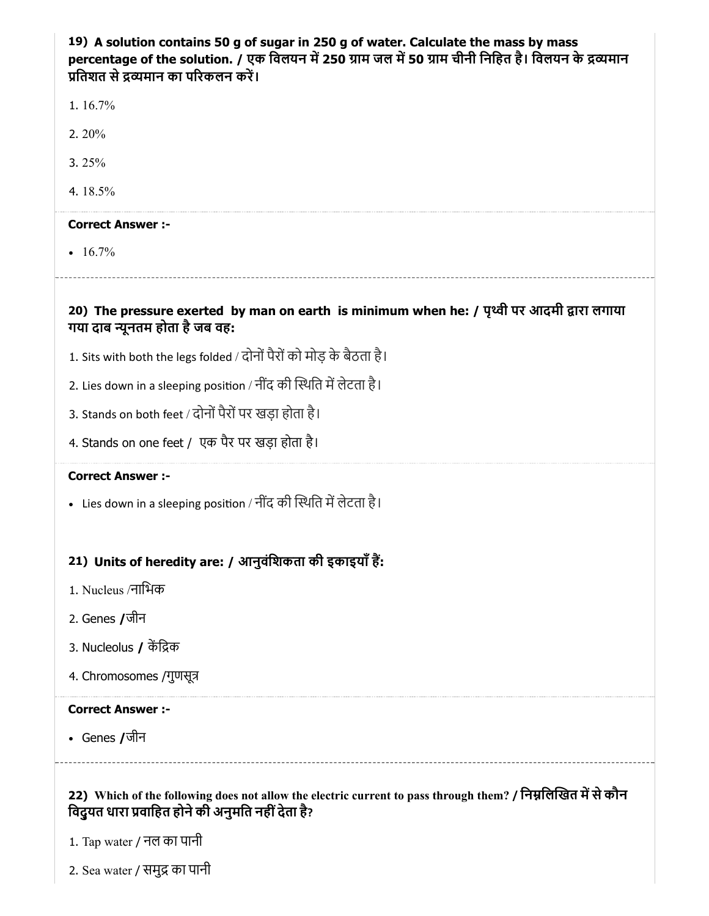**19) A solution contains 50 g of sugar in 250 g of water. Calculate the mass by mass percentage of the solution. / एक विलयन में 250 ग्राम जल में 50 ग्राम चीनी निहित है। विलयन के द्रव्यमान प्रतिशत से द्रव्यमान का परिकलन करें।**

1. 16.7%
2. 20%
3. 25%
4. 18.5%

**Correct Answer :-**

- 16.7%

---

**20) The pressure exerted by man on earth is minimum when he: / पृथ्वी पर आदमी द्वारा लगाया गया दाब न्यूनतम होता है जब वह:**

1. Sits with both the legs folded / दोनों पैरों को मोड़ के बैठता है।
2. Lies down in a sleeping position / नींद की स्थिति में लेटता है।
3. Stands on both feet / दोनों पैरों पर खड़ा होता है।
4. Stands on one feet / एक पैर पर खड़ा होता है।

**Correct Answer :-**

- Lies down in a sleeping position / नींद की स्थिति में लेटता है।

---

**21) Units of heredity are: / आनुवंशिकता की इकाइयाँ हैं:**

1. Nucleus /नाभिक
2. Genes /जीन
3. Nucleolus / केंद्रिक
4. Chromosomes /गुणसूत्र

**Correct Answer :-**

- Genes /जीन

---

**22) Which of the following does not allow the electric current to pass through them? / निम्नलिखित में से कौन विद्युत धारा प्रवाहित होने की अनुमति नहीं देता है?**

1. Tap water / नल का पानी
2. Sea water / समुद्र का पानी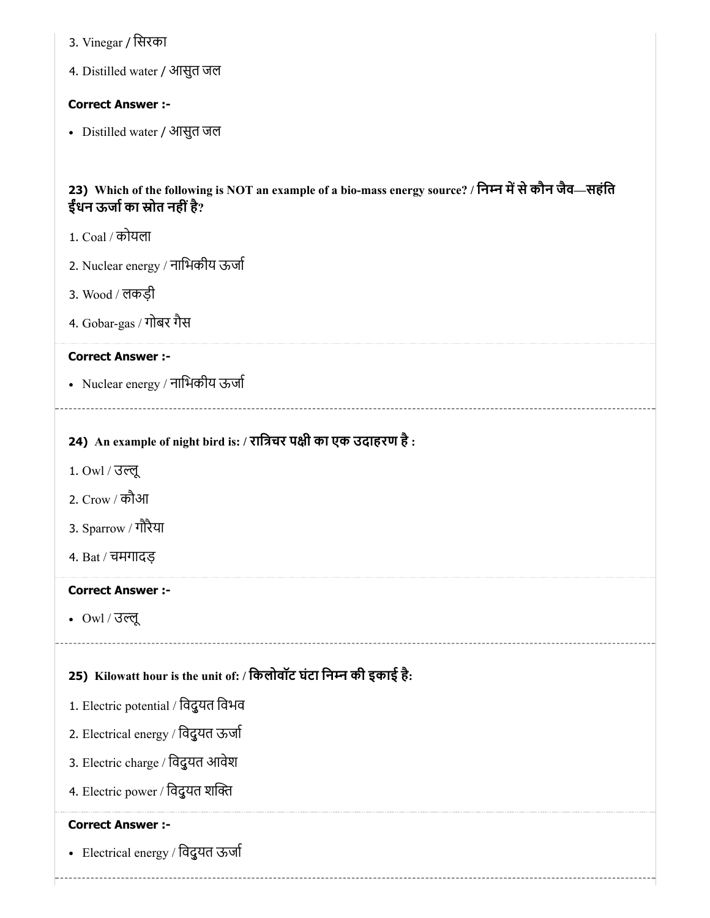3. Vinegar / सिरका

4. Distilled water / आसुत जल

**Correct Answer :-**

- Distilled water / आसुत जल

**23) Which of the following is NOT an example of a bio-mass energy source? / निम्न में से कौन जैव—सहंति ईंधन ऊर्जा का स्रोत नहीं है?**

1. Coal / कोयला

2. Nuclear energy / नाभिकीय ऊर्जा

3. Wood / लकड़ी

4. Gobar-gas / गोबर गैस

**Correct Answer :-**

- Nuclear energy / नाभिकीय ऊर्जा

**24) An example of night bird is: / रात्रिचर पक्षी का एक उदाहरण है :**

1. Owl / उल्लू

2. Crow / कौआ

3. Sparrow / गौरैया

4. Bat / चमगादड़

**Correct Answer :-**

- Owl / उल्लू

**25) Kilowatt hour is the unit of: / किलोवॉट घंटा निम्न की इकाई है:**

1. Electric potential / विदुयत विभव

2. Electrical energy / विदुयत ऊर्जा

3. Electric charge / विदुयत आवेश

4. Electric power / विदुयत शक्ति

**Correct Answer :-**

- Electrical energy / विदुयत ऊर्जा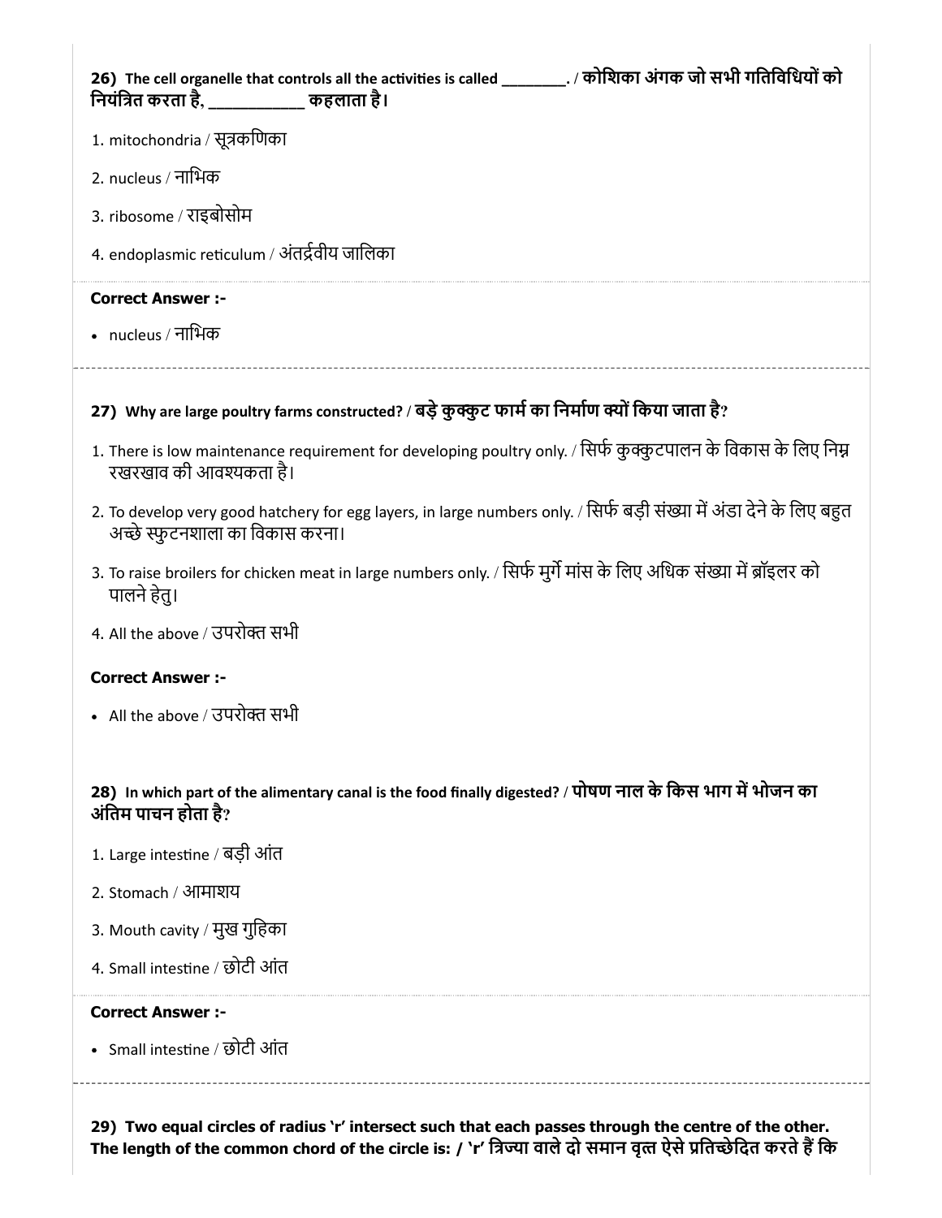**26) The cell organelle that controls all the activities is called ________. / कोशिका अंगक जो सभी गतिविधियों को नियंत्रित करता है, ___________ कहलाता है।**

1. mitochondria / सूत्रकणिका
2. nucleus / नाभिक
3. ribosome / राइबोसोम
4. endoplasmic reticulum / अंतर्द्रवीय जालिका

**Correct Answer :-**

- nucleus / नाभिक

---

**27) Why are large poultry farms constructed? / बड़े कुक्कुट फार्म का निर्माण क्यों किया जाता है?**

1. There is low maintenance requirement for developing poultry only. / सिर्फ कुक्कुटपालन के विकास के लिए निम्न रखरखाव की आवश्यकता है।
2. To develop very good hatchery for egg layers, in large numbers only. / सिर्फ बड़ी संख्या में अंडा देने के लिए बहुत अच्छे स्फुटनशाला का विकास करना।
3. To raise broilers for chicken meat in large numbers only. / सिर्फ मुर्गे मांस के लिए अधिक संख्या में ब्रॉइलर को पालने हेतु।
4. All the above / उपरोक्त सभी

**Correct Answer :-**

- All the above / उपरोक्त सभी

**28) In which part of the alimentary canal is the food finally digested? / पोषण नाल के किस भाग में भोजन का अंतिम पाचन होता है?**

1. Large intestine / बड़ी आंत
2. Stomach / आमाशय
3. Mouth cavity / मुख गुहिका
4. Small intestine / छोटी आंत

**Correct Answer :-**

- Small intestine / छोटी आंत

---

**29) Two equal circles of radius 'r' intersect such that each passes through the centre of the other. The length of the common chord of the circle is: / 'r' त्रिज्या वाले दो समान वृत्त ऐसे प्रतिच्छेदित करते हैं कि**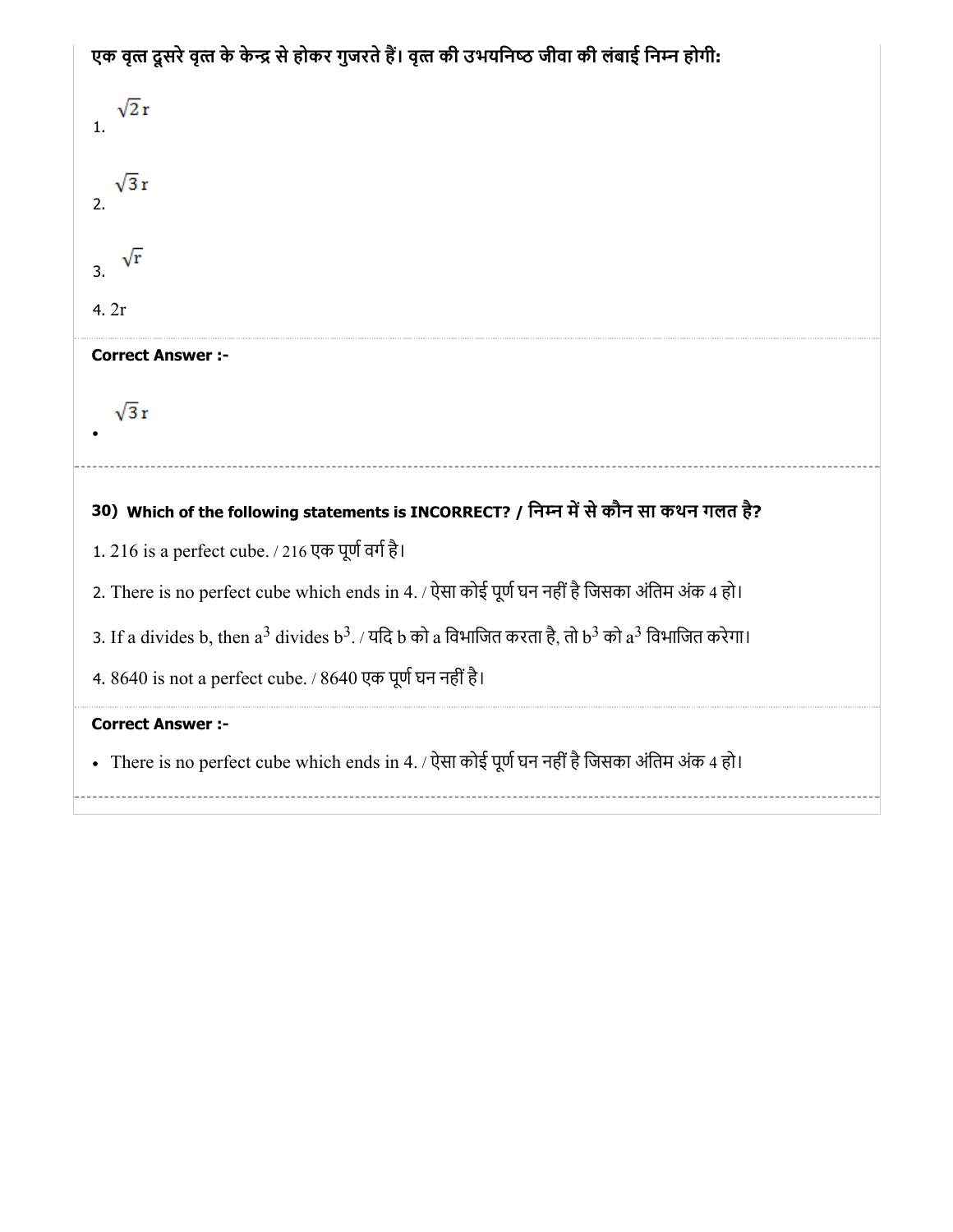**एक वृत्त दूसरे वृत्त के केन्द्र से होकर गुजरते हैं। वृत्त की उभयनिष्ठ जीवा की लंबाई निम्न होगी:**

1. $\sqrt{2}\,r$

2. $\sqrt{3}\,r$

3. $\sqrt{r}$

4. 2r

**Correct Answer :-**

- $\sqrt{3}\,r$

---

**30) Which of the following statements is INCORRECT? / निम्न में से कौन सा कथन गलत है?**

1. 216 is a perfect cube. / 216 एक पूर्ण वर्ग है।

2. There is no perfect cube which ends in 4. / ऐसा कोई पूर्ण घन नहीं है जिसका अंतिम अंक 4 हो।

3. If a divides b, then $a^3$ divides $b^3$. / यदि b को a विभाजित करता है, तो $b^3$ को $a^3$ विभाजित करेगा।

4. 8640 is not a perfect cube. / 8640 एक पूर्ण घन नहीं है।

**Correct Answer :-**

- There is no perfect cube which ends in 4. / ऐसा कोई पूर्ण घन नहीं है जिसका अंतिम अंक 4 हो।